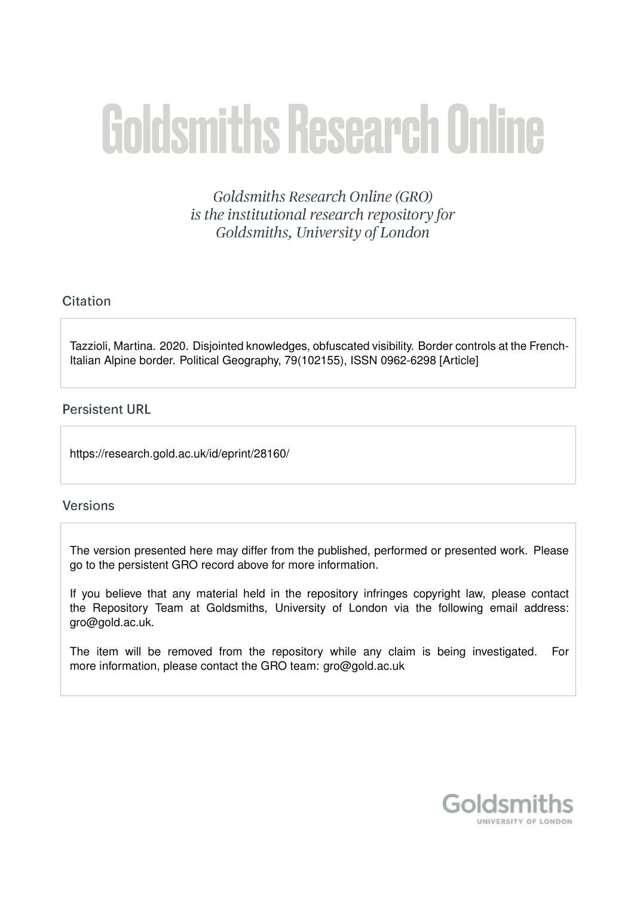# Goldsmiths Research Online

*Goldsmiths Research Online (GRO) is the institutional research repository for Goldsmiths, University of London*

## Citation

Tazzioli, Martina. 2020. Disjointed knowledges, obfuscated visibility. Border controls at the French-Italian Alpine border. Political Geography, 79(102155), ISSN 0962-6298 [Article]

## Persistent URL

https://research.gold.ac.uk/id/eprint/28160/

## Versions

The version presented here may differ from the published, performed or presented work. Please go to the persistent GRO record above for more information.

If you believe that any material held in the repository infringes copyright law, please contact the Repository Team at Goldsmiths, University of London via the following email address: gro@gold.ac.uk.

The item will be removed from the repository while any claim is being investigated. For more information, please contact the GRO team: gro@gold.ac.uk

Goldsmiths
UNIVERSITY OF LONDON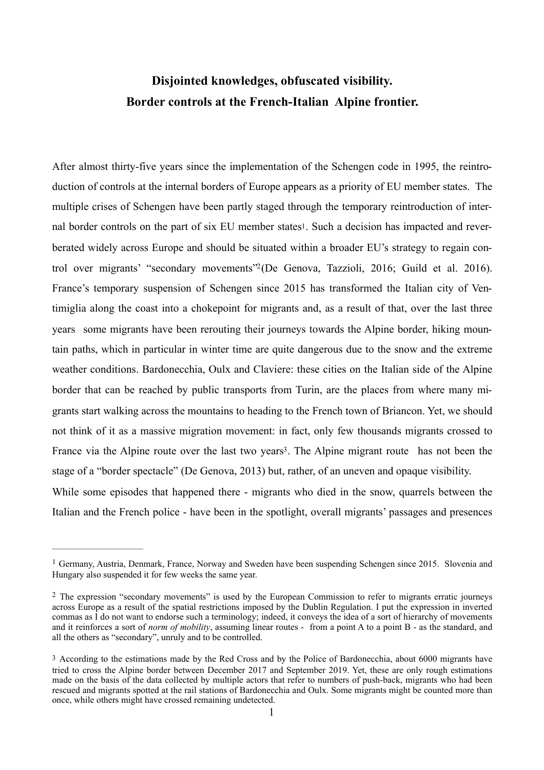**Disjointed knowledges, obfuscated visibility.**
**Border controls at the French-Italian Alpine frontier.**

After almost thirty-five years since the implementation of the Schengen code in 1995, the reintroduction of controls at the internal borders of Europe appears as a priority of EU member states. The multiple crises of Schengen have been partly staged through the temporary reintroduction of internal border controls on the part of six EU member states[1]. Such a decision has impacted and reverberated widely across Europe and should be situated within a broader EU's strategy to regain control over migrants' "secondary movements"[2](De Genova, Tazzioli, 2016; Guild et al. 2016). France's temporary suspension of Schengen since 2015 has transformed the Italian city of Ventimiglia along the coast into a chokepoint for migrants and, as a result of that, over the last three years some migrants have been rerouting their journeys towards the Alpine border, hiking mountain paths, which in particular in winter time are quite dangerous due to the snow and the extreme weather conditions. Bardonecchia, Oulx and Claviere: these cities on the Italian side of the Alpine border that can be reached by public transports from Turin, are the places from where many migrants start walking across the mountains to heading to the French town of Briancon. Yet, we should not think of it as a massive migration movement: in fact, only few thousands migrants crossed to France via the Alpine route over the last two years[3]. The Alpine migrant route has not been the stage of a "border spectacle" (De Genova, 2013) but, rather, of an uneven and opaque visibility.

While some episodes that happened there - migrants who died in the snow, quarrels between the Italian and the French police - have been in the spotlight, overall migrants' passages and presences

---

[1] Germany, Austria, Denmark, France, Norway and Sweden have been suspending Schengen since 2015. Slovenia and Hungary also suspended it for few weeks the same year.

[2] The expression "secondary movements" is used by the European Commission to refer to migrants erratic journeys across Europe as a result of the spatial restrictions imposed by the Dublin Regulation. I put the expression in inverted commas as I do not want to endorse such a terminology; indeed, it conveys the idea of a sort of hierarchy of movements and it reinforces a sort of *norm of mobility*, assuming linear routes - from a point A to a point B - as the standard, and all the others as "secondary", unruly and to be controlled.

[3] According to the estimations made by the Red Cross and by the Police of Bardonecchia, about 6000 migrants have tried to cross the Alpine border between December 2017 and September 2019. Yet, these are only rough estimations made on the basis of the data collected by multiple actors that refer to numbers of push-back, migrants who had been rescued and migrants spotted at the rail stations of Bardonecchia and Oulx. Some migrants might be counted more than once, while others might have crossed remaining undetected.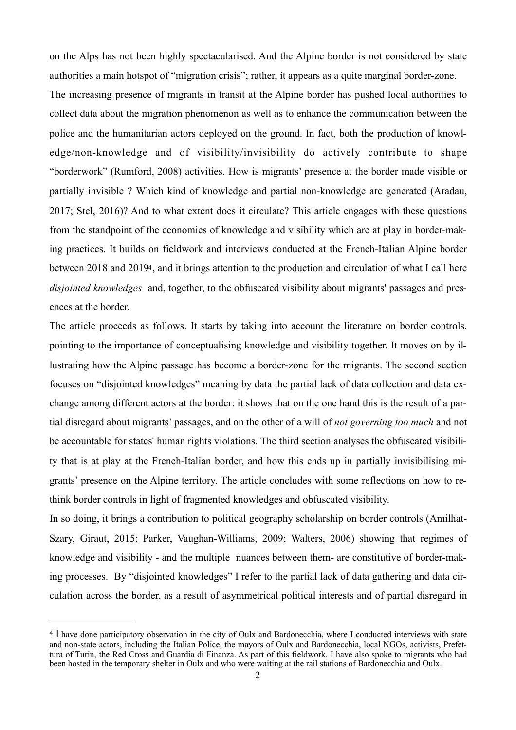on the Alps has not been highly spectacularised. And the Alpine border is not considered by state authorities a main hotspot of "migration crisis"; rather, it appears as a quite marginal border-zone.

The increasing presence of migrants in transit at the Alpine border has pushed local authorities to collect data about the migration phenomenon as well as to enhance the communication between the police and the humanitarian actors deployed on the ground. In fact, both the production of knowledge/non-knowledge and of visibility/invisibility do actively contribute to shape "borderwork" (Rumford, 2008) activities. How is migrants' presence at the border made visible or partially invisible ? Which kind of knowledge and partial non-knowledge are generated (Aradau, 2017; Stel, 2016)? And to what extent does it circulate? This article engages with these questions from the standpoint of the economies of knowledge and visibility which are at play in border-making practices. It builds on fieldwork and interviews conducted at the French-Italian Alpine border between 2018 and 2019[4], and it brings attention to the production and circulation of what I call here *disjointed knowledges* and, together, to the obfuscated visibility about migrants' passages and presences at the border.

The article proceeds as follows. It starts by taking into account the literature on border controls, pointing to the importance of conceptualising knowledge and visibility together. It moves on by illustrating how the Alpine passage has become a border-zone for the migrants. The second section focuses on "disjointed knowledges" meaning by data the partial lack of data collection and data exchange among different actors at the border: it shows that on the one hand this is the result of a partial disregard about migrants' passages, and on the other of a will of *not governing too much* and not be accountable for states' human rights violations. The third section analyses the obfuscated visibility that is at play at the French-Italian border, and how this ends up in partially invisibilising migrants' presence on the Alpine territory. The article concludes with some reflections on how to rethink border controls in light of fragmented knowledges and obfuscated visibility.

In so doing, it brings a contribution to political geography scholarship on border controls (Amilhat-Szary, Giraut, 2015; Parker, Vaughan-Williams, 2009; Walters, 2006) showing that regimes of knowledge and visibility - and the multiple nuances between them- are constitutive of border-making processes. By "disjointed knowledges" I refer to the partial lack of data gathering and data circulation across the border, as a result of asymmetrical political interests and of partial disregard in

---

[4] I have done participatory observation in the city of Oulx and Bardonecchia, where I conducted interviews with state and non-state actors, including the Italian Police, the mayors of Oulx and Bardonecchia, local NGOs, activists, Prefettura of Turin, the Red Cross and Guardia di Finanza. As part of this fieldwork, I have also spoke to migrants who had been hosted in the temporary shelter in Oulx and who were waiting at the rail stations of Bardonecchia and Oulx.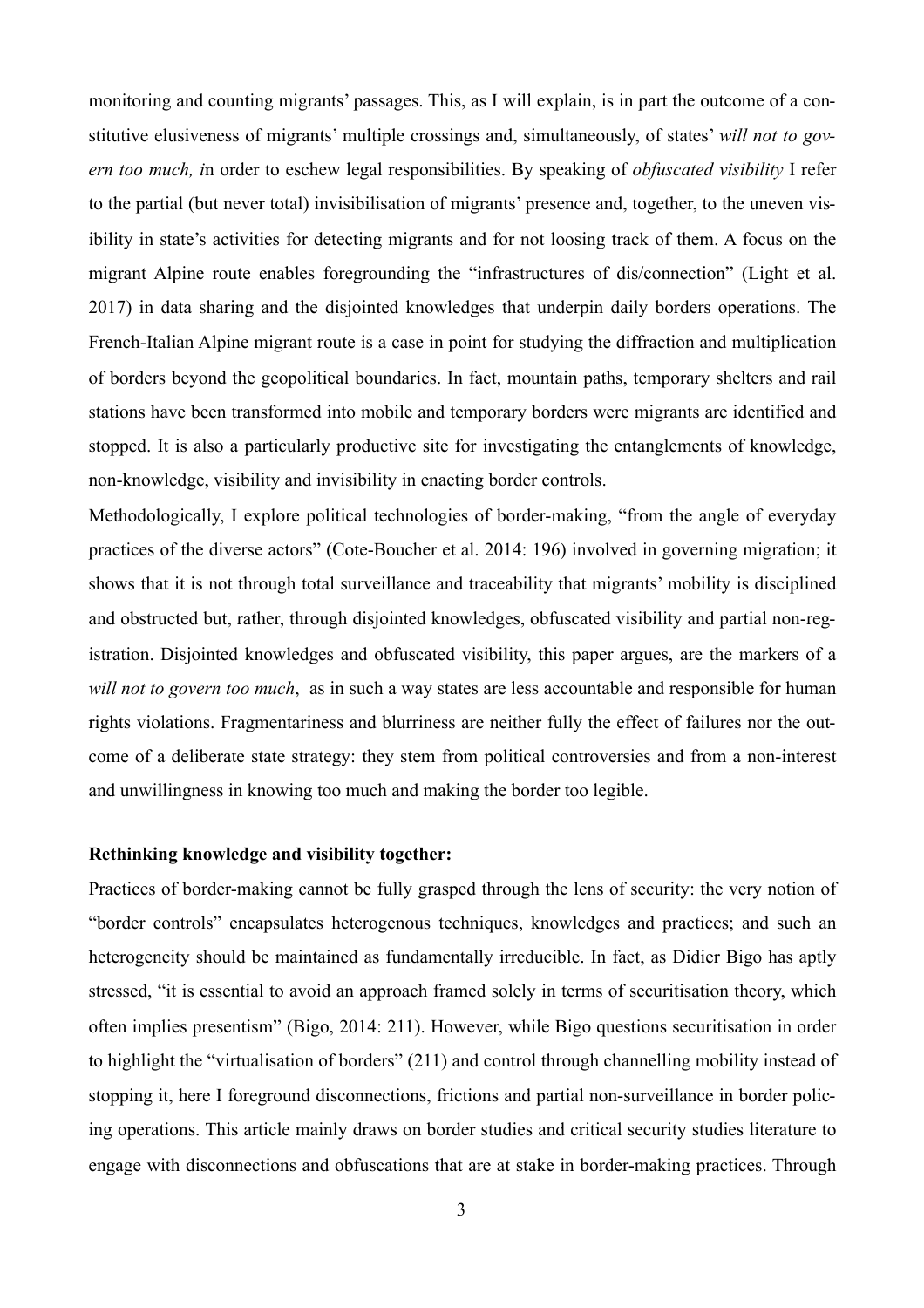monitoring and counting migrants' passages. This, as I will explain, is in part the outcome of a constitutive elusiveness of migrants' multiple crossings and, simultaneously, of states' *will not to govern too much, i*n order to eschew legal responsibilities. By speaking of *obfuscated visibility* I refer to the partial (but never total) invisibilisation of migrants' presence and, together, to the uneven visibility in state's activities for detecting migrants and for not loosing track of them. A focus on the migrant Alpine route enables foregrounding the "infrastructures of dis/connection" (Light et al. 2017) in data sharing and the disjointed knowledges that underpin daily borders operations. The French-Italian Alpine migrant route is a case in point for studying the diffraction and multiplication of borders beyond the geopolitical boundaries. In fact, mountain paths, temporary shelters and rail stations have been transformed into mobile and temporary borders were migrants are identified and stopped. It is also a particularly productive site for investigating the entanglements of knowledge, non-knowledge, visibility and invisibility in enacting border controls.

Methodologically, I explore political technologies of border-making, "from the angle of everyday practices of the diverse actors" (Cote-Boucher et al. 2014: 196) involved in governing migration; it shows that it is not through total surveillance and traceability that migrants' mobility is disciplined and obstructed but, rather, through disjointed knowledges, obfuscated visibility and partial non-registration. Disjointed knowledges and obfuscated visibility, this paper argues, are the markers of a *will not to govern too much*, as in such a way states are less accountable and responsible for human rights violations. Fragmentariness and blurriness are neither fully the effect of failures nor the outcome of a deliberate state strategy: they stem from political controversies and from a non-interest and unwillingness in knowing too much and making the border too legible.

**Rethinking knowledge and visibility together:**

Practices of border-making cannot be fully grasped through the lens of security: the very notion of "border controls" encapsulates heterogenous techniques, knowledges and practices; and such an heterogeneity should be maintained as fundamentally irreducible. In fact, as Didier Bigo has aptly stressed, "it is essential to avoid an approach framed solely in terms of securitisation theory, which often implies presentism" (Bigo, 2014: 211). However, while Bigo questions securitisation in order to highlight the "virtualisation of borders" (211) and control through channelling mobility instead of stopping it, here I foreground disconnections, frictions and partial non-surveillance in border policing operations. This article mainly draws on border studies and critical security studies literature to engage with disconnections and obfuscations that are at stake in border-making practices. Through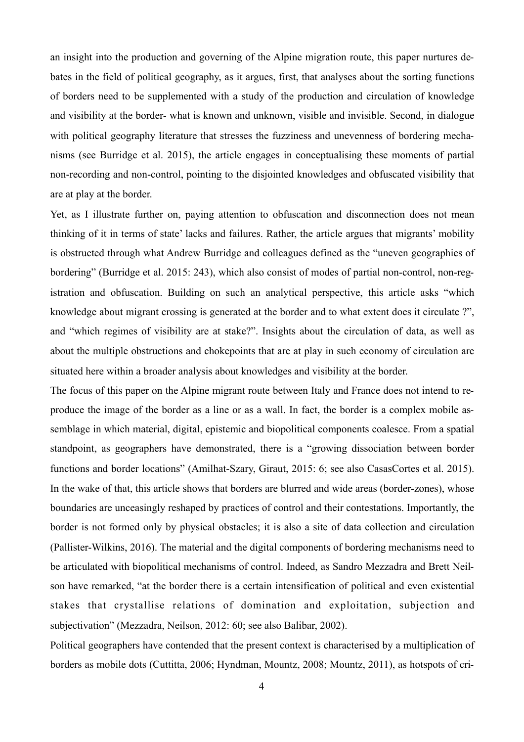an insight into the production and governing of the Alpine migration route, this paper nurtures debates in the field of political geography, as it argues, first, that analyses about the sorting functions of borders need to be supplemented with a study of the production and circulation of knowledge and visibility at the border- what is known and unknown, visible and invisible. Second, in dialogue with political geography literature that stresses the fuzziness and unevenness of bordering mechanisms (see Burridge et al. 2015), the article engages in conceptualising these moments of partial non-recording and non-control, pointing to the disjointed knowledges and obfuscated visibility that are at play at the border.

Yet, as I illustrate further on, paying attention to obfuscation and disconnection does not mean thinking of it in terms of state' lacks and failures. Rather, the article argues that migrants' mobility is obstructed through what Andrew Burridge and colleagues defined as the "uneven geographies of bordering" (Burridge et al. 2015: 243), which also consist of modes of partial non-control, non-registration and obfuscation. Building on such an analytical perspective, this article asks "which knowledge about migrant crossing is generated at the border and to what extent does it circulate ?", and "which regimes of visibility are at stake?". Insights about the circulation of data, as well as about the multiple obstructions and chokepoints that are at play in such economy of circulation are situated here within a broader analysis about knowledges and visibility at the border.

The focus of this paper on the Alpine migrant route between Italy and France does not intend to reproduce the image of the border as a line or as a wall. In fact, the border is a complex mobile assemblage in which material, digital, epistemic and biopolitical components coalesce. From a spatial standpoint, as geographers have demonstrated, there is a "growing dissociation between border functions and border locations" (Amilhat-Szary, Giraut, 2015: 6; see also CasasCortes et al. 2015). In the wake of that, this article shows that borders are blurred and wide areas (border-zones), whose boundaries are unceasingly reshaped by practices of control and their contestations. Importantly, the border is not formed only by physical obstacles; it is also a site of data collection and circulation (Pallister-Wilkins, 2016). The material and the digital components of bordering mechanisms need to be articulated with biopolitical mechanisms of control. Indeed, as Sandro Mezzadra and Brett Neilson have remarked, "at the border there is a certain intensification of political and even existential stakes that crystallise relations of domination and exploitation, subjection and subjectivation" (Mezzadra, Neilson, 2012: 60; see also Balibar, 2002).

Political geographers have contended that the present context is characterised by a multiplication of borders as mobile dots (Cuttitta, 2006; Hyndman, Mountz, 2008; Mountz, 2011), as hotspots of cri-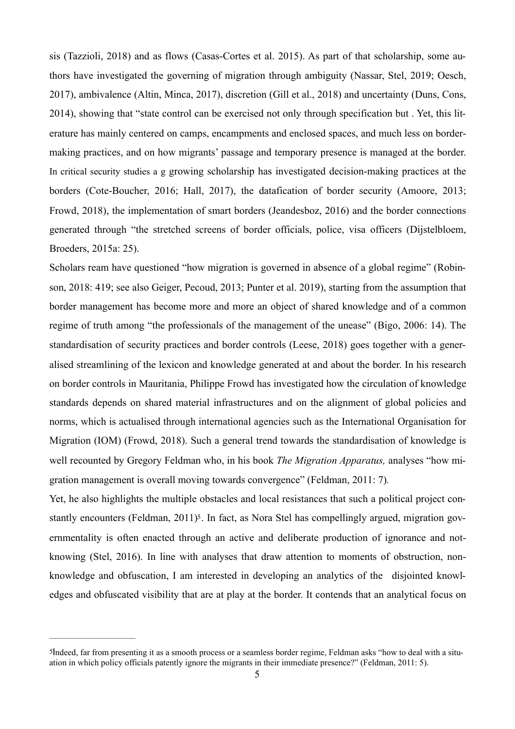sis (Tazzioli, 2018) and as flows (Casas-Cortes et al. 2015). As part of that scholarship, some authors have investigated the governing of migration through ambiguity (Nassar, Stel, 2019; Oesch, 2017), ambivalence (Altin, Minca, 2017), discretion (Gill et al., 2018) and uncertainty (Duns, Cons, 2014), showing that "state control can be exercised not only through specification but . Yet, this literature has mainly centered on camps, encampments and enclosed spaces, and much less on border-making practices, and on how migrants' passage and temporary presence is managed at the border. In critical security studies a g growing scholarship has investigated decision-making practices at the borders (Cote-Boucher, 2016; Hall, 2017), the datafication of border security (Amoore, 2013; Frowd, 2018), the implementation of smart borders (Jeandesboz, 2016) and the border connections generated through "the stretched screens of border officials, police, visa officers (Dijstelbloem, Broeders, 2015a: 25).

Scholars ream have questioned "how migration is governed in absence of a global regime" (Robinson, 2018: 419; see also Geiger, Pecoud, 2013; Punter et al. 2019), starting from the assumption that border management has become more and more an object of shared knowledge and of a common regime of truth among "the professionals of the management of the unease" (Bigo, 2006: 14). The standardisation of security practices and border controls (Leese, 2018) goes together with a generalised streamlining of the lexicon and knowledge generated at and about the border. In his research on border controls in Mauritania, Philippe Frowd has investigated how the circulation of knowledge standards depends on shared material infrastructures and on the alignment of global policies and norms, which is actualised through international agencies such as the International Organisation for Migration (IOM) (Frowd, 2018). Such a general trend towards the standardisation of knowledge is well recounted by Gregory Feldman who, in his book *The Migration Apparatus,* analyses "how migration management is overall moving towards convergence" (Feldman, 2011: 7).

Yet, he also highlights the multiple obstacles and local resistances that such a political project constantly encounters (Feldman, 2011)[5]. In fact, as Nora Stel has compellingly argued, migration governmentality is often enacted through an active and deliberate production of ignorance and not-knowing (Stel, 2016). In line with analyses that draw attention to moments of obstruction, non-knowledge and obfuscation, I am interested in developing an analytics of the disjointed knowledges and obfuscated visibility that are at play at the border. It contends that an analytical focus on

---

[5] Indeed, far from presenting it as a smooth process or a seamless border regime, Feldman asks "how to deal with a situation in which policy officials patently ignore the migrants in their immediate presence?" (Feldman, 2011: 5).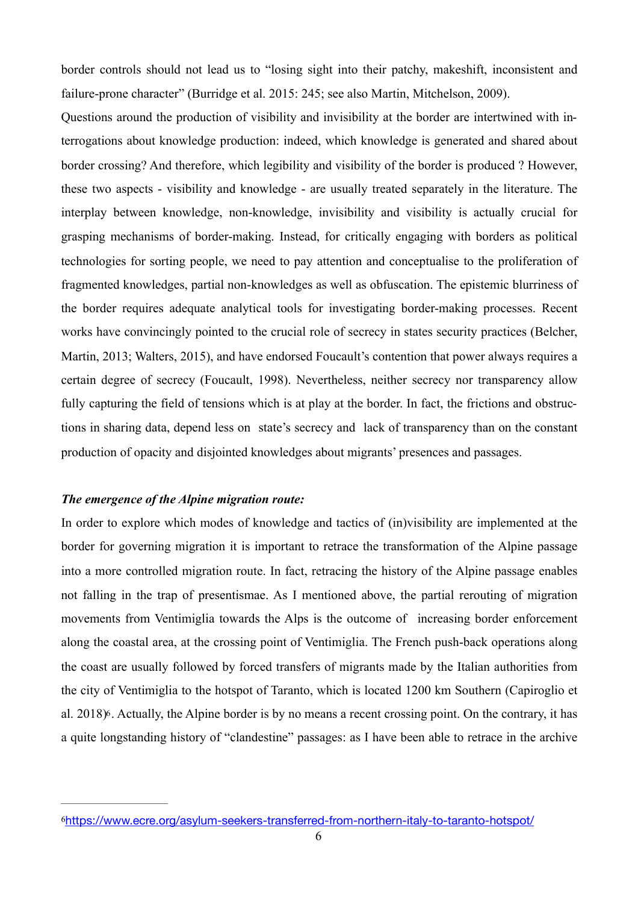border controls should not lead us to "losing sight into their patchy, makeshift, inconsistent and failure-prone character" (Burridge et al. 2015: 245; see also Martin, Mitchelson, 2009).

Questions around the production of visibility and invisibility at the border are intertwined with interrogations about knowledge production: indeed, which knowledge is generated and shared about border crossing? And therefore, which legibility and visibility of the border is produced ? However, these two aspects - visibility and knowledge - are usually treated separately in the literature. The interplay between knowledge, non-knowledge, invisibility and visibility is actually crucial for grasping mechanisms of border-making. Instead, for critically engaging with borders as political technologies for sorting people, we need to pay attention and conceptualise to the proliferation of fragmented knowledges, partial non-knowledges as well as obfuscation. The epistemic blurriness of the border requires adequate analytical tools for investigating border-making processes. Recent works have convincingly pointed to the crucial role of secrecy in states security practices (Belcher, Martin, 2013; Walters, 2015), and have endorsed Foucault's contention that power always requires a certain degree of secrecy (Foucault, 1998). Nevertheless, neither secrecy nor transparency allow fully capturing the field of tensions which is at play at the border. In fact, the frictions and obstructions in sharing data, depend less on state's secrecy and lack of transparency than on the constant production of opacity and disjointed knowledges about migrants' presences and passages.

***The emergence of the Alpine migration route:***

In order to explore which modes of knowledge and tactics of (in)visibility are implemented at the border for governing migration it is important to retrace the transformation of the Alpine passage into a more controlled migration route. In fact, retracing the history of the Alpine passage enables not falling in the trap of presentismae. As I mentioned above, the partial rerouting of migration movements from Ventimiglia towards the Alps is the outcome of increasing border enforcement along the coastal area, at the crossing point of Ventimiglia. The French push-back operations along the coast are usually followed by forced transfers of migrants made by the Italian authorities from the city of Ventimiglia to the hotspot of Taranto, which is located 1200 km Southern (Capiroglio et al. 2018)[6]. Actually, the Alpine border is by no means a recent crossing point. On the contrary, it has a quite longstanding history of "clandestine" passages: as I have been able to retrace in the archive

---

[6] https://www.ecre.org/asylum-seekers-transferred-from-northern-italy-to-taranto-hotspot/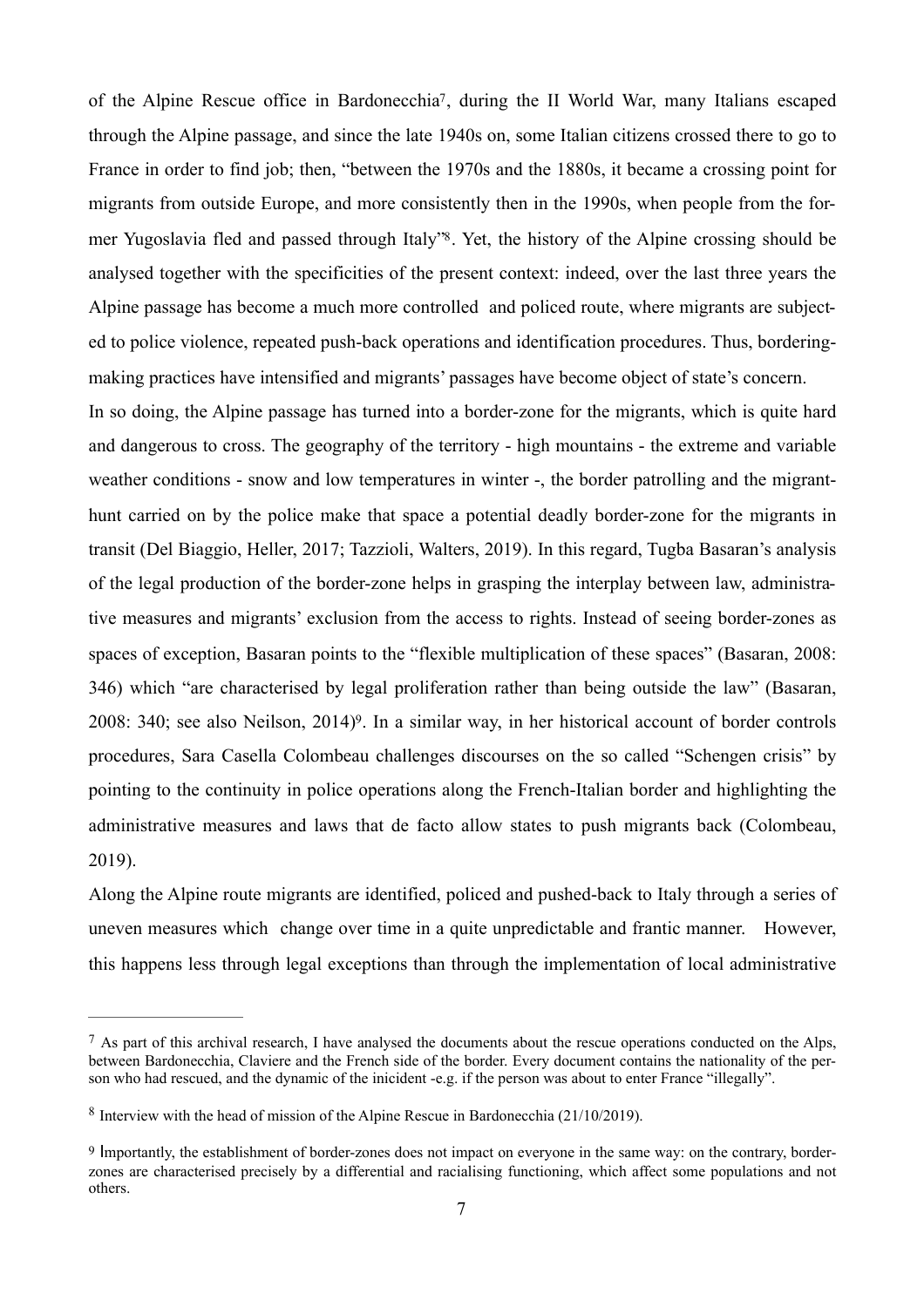of the Alpine Rescue office in Bardonecchia[7], during the II World War, many Italians escaped through the Alpine passage, and since the late 1940s on, some Italian citizens crossed there to go to France in order to find job; then, "between the 1970s and the 1880s, it became a crossing point for migrants from outside Europe, and more consistently then in the 1990s, when people from the former Yugoslavia fled and passed through Italy"[8]. Yet, the history of the Alpine crossing should be analysed together with the specificities of the present context: indeed, over the last three years the Alpine passage has become a much more controlled and policed route, where migrants are subjected to police violence, repeated push-back operations and identification procedures. Thus, bordering-making practices have intensified and migrants' passages have become object of state's concern.

In so doing, the Alpine passage has turned into a border-zone for the migrants, which is quite hard and dangerous to cross. The geography of the territory - high mountains - the extreme and variable weather conditions - snow and low temperatures in winter -, the border patrolling and the migrant-hunt carried on by the police make that space a potential deadly border-zone for the migrants in transit (Del Biaggio, Heller, 2017; Tazzioli, Walters, 2019). In this regard, Tugba Basaran's analysis of the legal production of the border-zone helps in grasping the interplay between law, administrative measures and migrants' exclusion from the access to rights. Instead of seeing border-zones as spaces of exception, Basaran points to the "flexible multiplication of these spaces" (Basaran, 2008: 346) which "are characterised by legal proliferation rather than being outside the law" (Basaran, 2008: 340; see also Neilson, 2014)[9]. In a similar way, in her historical account of border controls procedures, Sara Casella Colombeau challenges discourses on the so called "Schengen crisis" by pointing to the continuity in police operations along the French-Italian border and highlighting the administrative measures and laws that de facto allow states to push migrants back (Colombeau, 2019).

Along the Alpine route migrants are identified, policed and pushed-back to Italy through a series of uneven measures which change over time in a quite unpredictable and frantic manner. However, this happens less through legal exceptions than through the implementation of local administrative

---

[7] As part of this archival research, I have analysed the documents about the rescue operations conducted on the Alps, between Bardonecchia, Claviere and the French side of the border. Every document contains the nationality of the person who had rescued, and the dynamic of the inicident -e.g. if the person was about to enter France "illegally".

[8] Interview with the head of mission of the Alpine Rescue in Bardonecchia (21/10/2019).

[9] Importantly, the establishment of border-zones does not impact on everyone in the same way: on the contrary, border-zones are characterised precisely by a differential and racialising functioning, which affect some populations and not others.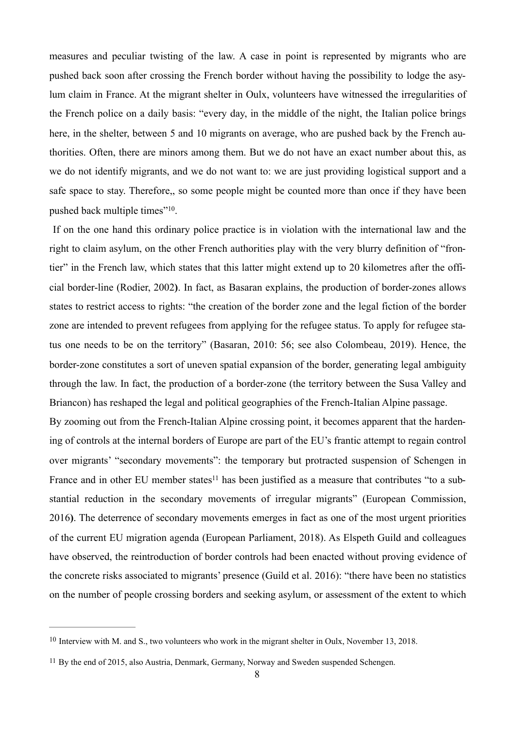measures and peculiar twisting of the law. A case in point is represented by migrants who are pushed back soon after crossing the French border without having the possibility to lodge the asylum claim in France. At the migrant shelter in Oulx, volunteers have witnessed the irregularities of the French police on a daily basis: "every day, in the middle of the night, the Italian police brings here, in the shelter, between 5 and 10 migrants on average, who are pushed back by the French authorities. Often, there are minors among them. But we do not have an exact number about this, as we do not identify migrants, and we do not want to: we are just providing logistical support and a safe space to stay. Therefore,, so some people might be counted more than once if they have been pushed back multiple times"[10].

If on the one hand this ordinary police practice is in violation with the international law and the right to claim asylum, on the other French authorities play with the very blurry definition of "frontier" in the French law, which states that this latter might extend up to 20 kilometres after the official border-line (Rodier, 2002**)**. In fact, as Basaran explains, the production of border-zones allows states to restrict access to rights: "the creation of the border zone and the legal fiction of the border zone are intended to prevent refugees from applying for the refugee status. To apply for refugee status one needs to be on the territory" (Basaran, 2010: 56; see also Colombeau, 2019). Hence, the border-zone constitutes a sort of uneven spatial expansion of the border, generating legal ambiguity through the law. In fact, the production of a border-zone (the territory between the Susa Valley and Briancon) has reshaped the legal and political geographies of the French-Italian Alpine passage.

By zooming out from the French-Italian Alpine crossing point, it becomes apparent that the hardening of controls at the internal borders of Europe are part of the EU's frantic attempt to regain control over migrants' "secondary movements": the temporary but protracted suspension of Schengen in France and in other EU member states[11] has been justified as a measure that contributes "to a substantial reduction in the secondary movements of irregular migrants" (European Commission, 2016**)**. The deterrence of secondary movements emerges in fact as one of the most urgent priorities of the current EU migration agenda (European Parliament, 2018). As Elspeth Guild and colleagues have observed, the reintroduction of border controls had been enacted without proving evidence of the concrete risks associated to migrants' presence (Guild et al. 2016): "there have been no statistics on the number of people crossing borders and seeking asylum, or assessment of the extent to which

---

[10] Interview with M. and S., two volunteers who work in the migrant shelter in Oulx, November 13, 2018.

[11] By the end of 2015, also Austria, Denmark, Germany, Norway and Sweden suspended Schengen.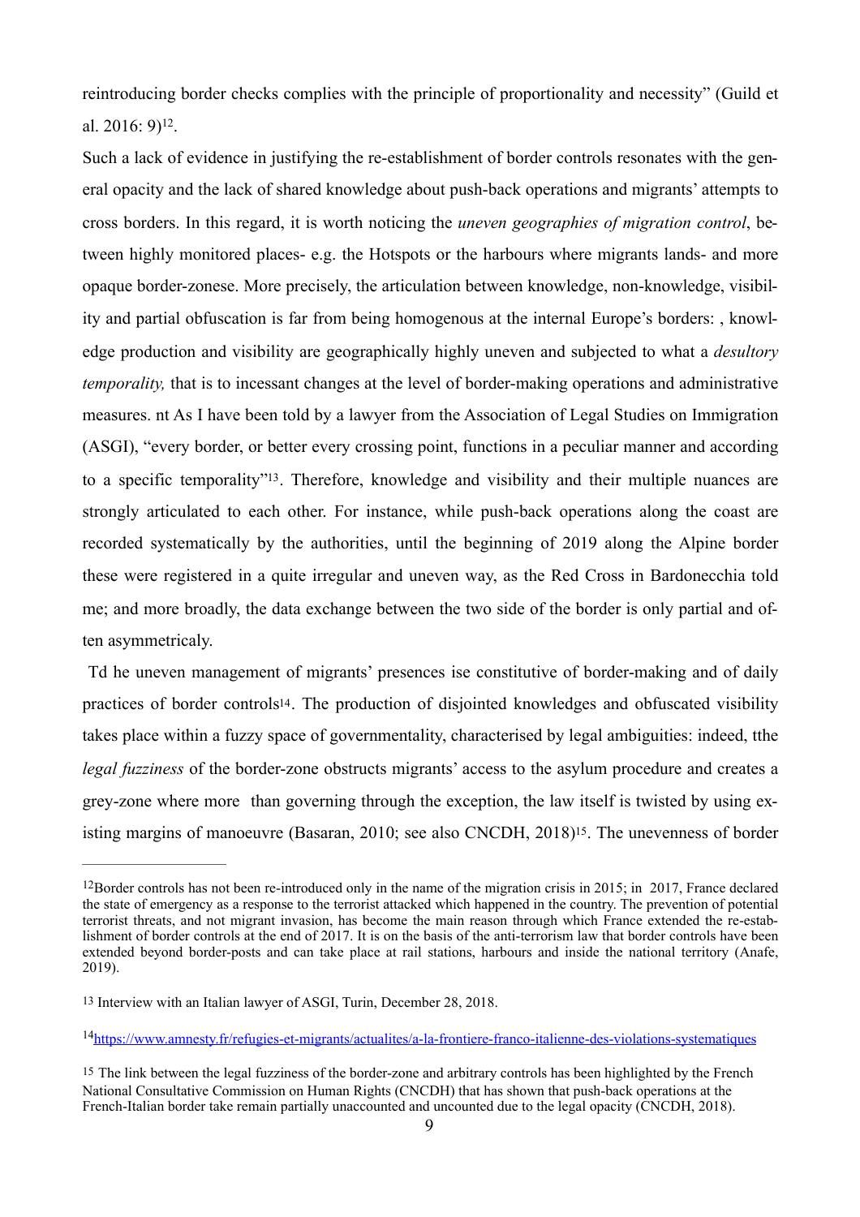reintroducing border checks complies with the principle of proportionality and necessity" (Guild et al. 2016: 9)[12].

Such a lack of evidence in justifying the re-establishment of border controls resonates with the general opacity and the lack of shared knowledge about push-back operations and migrants' attempts to cross borders. In this regard, it is worth noticing the *uneven geographies of migration control*, between highly monitored places- e.g. the Hotspots or the harbours where migrants lands- and more opaque border-zonese. More precisely, the articulation between knowledge, non-knowledge, visibility and partial obfuscation is far from being homogenous at the internal Europe's borders: , knowledge production and visibility are geographically highly uneven and subjected to what a *desultory temporality,* that is to incessant changes at the level of border-making operations and administrative measures. nt As I have been told by a lawyer from the Association of Legal Studies on Immigration (ASGI), "every border, or better every crossing point, functions in a peculiar manner and according to a specific temporality"[13]. Therefore, knowledge and visibility and their multiple nuances are strongly articulated to each other. For instance, while push-back operations along the coast are recorded systematically by the authorities, until the beginning of 2019 along the Alpine border these were registered in a quite irregular and uneven way, as the Red Cross in Bardonecchia told me; and more broadly, the data exchange between the two side of the border is only partial and often asymmetricaly.

Td he uneven management of migrants' presences ise constitutive of border-making and of daily practices of border controls[14]. The production of disjointed knowledges and obfuscated visibility takes place within a fuzzy space of governmentality, characterised by legal ambiguities: indeed, tthe *legal fuzziness* of the border-zone obstructs migrants' access to the asylum procedure and creates a grey-zone where more than governing through the exception, the law itself is twisted by using existing margins of manoeuvre (Basaran, 2010; see also CNCDH, 2018)[15]. The unevenness of border

---

[12] Border controls has not been re-introduced only in the name of the migration crisis in 2015; in 2017, France declared the state of emergency as a response to the terrorist attacked which happened in the country. The prevention of potential terrorist threats, and not migrant invasion, has become the main reason through which France extended the re-establishment of border controls at the end of 2017. It is on the basis of the anti-terrorism law that border controls have been extended beyond border-posts and can take place at rail stations, harbours and inside the national territory (Anafe, 2019).

[13] Interview with an Italian lawyer of ASGI, Turin, December 28, 2018.

[14] https://www.amnesty.fr/refugies-et-migrants/actualites/a-la-frontiere-franco-italienne-des-violations-systematiques

[15] The link between the legal fuzziness of the border-zone and arbitrary controls has been highlighted by the French National Consultative Commission on Human Rights (CNCDH) that has shown that push-back operations at the French-Italian border take remain partially unaccounted and uncounted due to the legal opacity (CNCDH, 2018).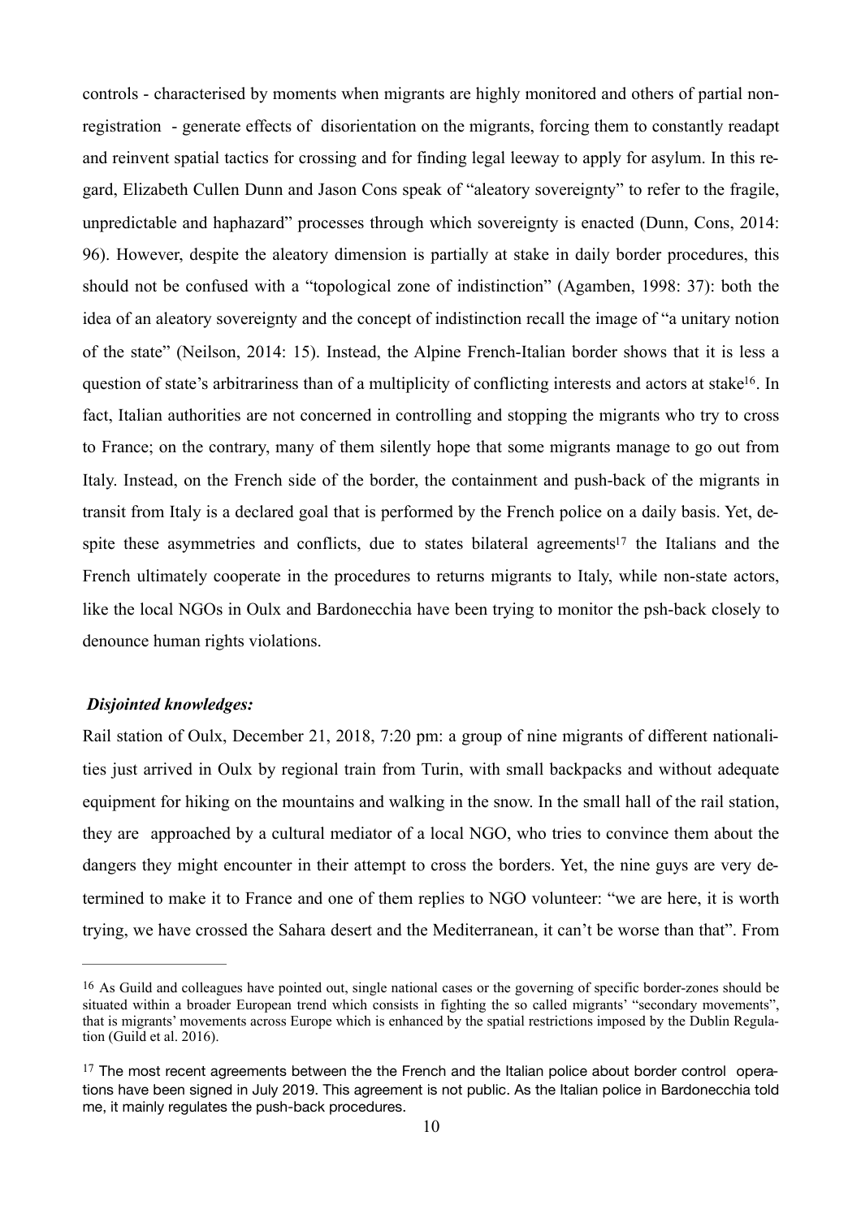controls - characterised by moments when migrants are highly monitored and others of partial non-registration - generate effects of disorientation on the migrants, forcing them to constantly readapt and reinvent spatial tactics for crossing and for finding legal leeway to apply for asylum. In this regard, Elizabeth Cullen Dunn and Jason Cons speak of "aleatory sovereignty" to refer to the fragile, unpredictable and haphazard" processes through which sovereignty is enacted (Dunn, Cons, 2014: 96). However, despite the aleatory dimension is partially at stake in daily border procedures, this should not be confused with a "topological zone of indistinction" (Agamben, 1998: 37): both the idea of an aleatory sovereignty and the concept of indistinction recall the image of "a unitary notion of the state" (Neilson, 2014: 15). Instead, the Alpine French-Italian border shows that it is less a question of state's arbitrariness than of a multiplicity of conflicting interests and actors at stake[16]. In fact, Italian authorities are not concerned in controlling and stopping the migrants who try to cross to France; on the contrary, many of them silently hope that some migrants manage to go out from Italy. Instead, on the French side of the border, the containment and push-back of the migrants in transit from Italy is a declared goal that is performed by the French police on a daily basis. Yet, despite these asymmetries and conflicts, due to states bilateral agreements[17] the Italians and the French ultimately cooperate in the procedures to returns migrants to Italy, while non-state actors, like the local NGOs in Oulx and Bardonecchia have been trying to monitor the psh-back closely to denounce human rights violations.

***Disjointed knowledges:***

Rail station of Oulx, December 21, 2018, 7:20 pm: a group of nine migrants of different nationalities just arrived in Oulx by regional train from Turin, with small backpacks and without adequate equipment for hiking on the mountains and walking in the snow. In the small hall of the rail station, they are approached by a cultural mediator of a local NGO, who tries to convince them about the dangers they might encounter in their attempt to cross the borders. Yet, the nine guys are very determined to make it to France and one of them replies to NGO volunteer: "we are here, it is worth trying, we have crossed the Sahara desert and the Mediterranean, it can't be worse than that". From

---

[16] As Guild and colleagues have pointed out, single national cases or the governing of specific border-zones should be situated within a broader European trend which consists in fighting the so called migrants' "secondary movements", that is migrants' movements across Europe which is enhanced by the spatial restrictions imposed by the Dublin Regulation (Guild et al. 2016).

[17] The most recent agreements between the the French and the Italian police about border control operations have been signed in July 2019. This agreement is not public. As the Italian police in Bardonecchia told me, it mainly regulates the push-back procedures.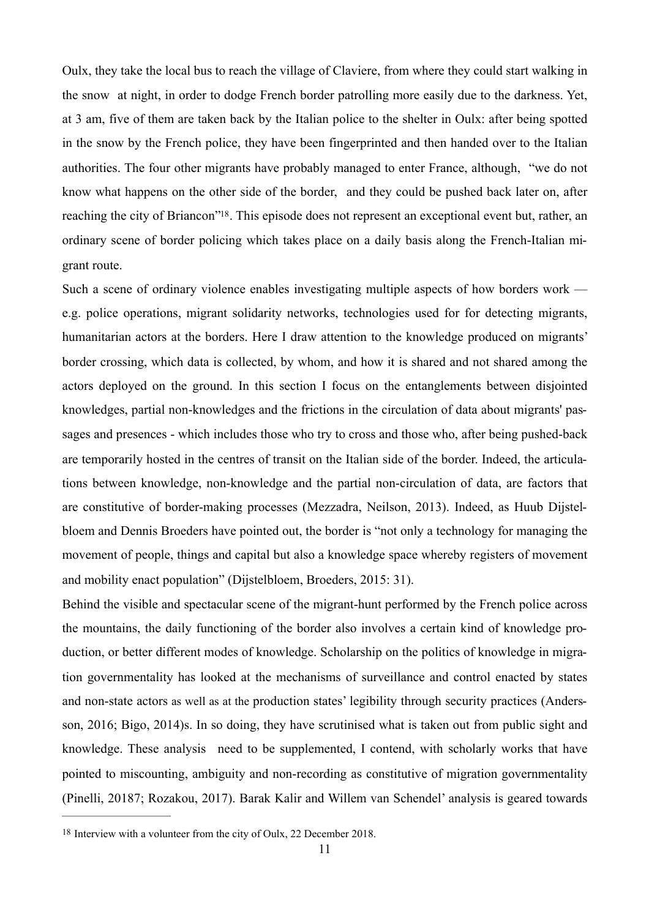Oulx, they take the local bus to reach the village of Claviere, from where they could start walking in the snow at night, in order to dodge French border patrolling more easily due to the darkness. Yet, at 3 am, five of them are taken back by the Italian police to the shelter in Oulx: after being spotted in the snow by the French police, they have been fingerprinted and then handed over to the Italian authorities. The four other migrants have probably managed to enter France, although, "we do not know what happens on the other side of the border, and they could be pushed back later on, after reaching the city of Briancon"[18]. This episode does not represent an exceptional event but, rather, an ordinary scene of border policing which takes place on a daily basis along the French-Italian migrant route.

Such a scene of ordinary violence enables investigating multiple aspects of how borders work — e.g. police operations, migrant solidarity networks, technologies used for for detecting migrants, humanitarian actors at the borders. Here I draw attention to the knowledge produced on migrants' border crossing, which data is collected, by whom, and how it is shared and not shared among the actors deployed on the ground. In this section I focus on the entanglements between disjointed knowledges, partial non-knowledges and the frictions in the circulation of data about migrants' passages and presences - which includes those who try to cross and those who, after being pushed-back are temporarily hosted in the centres of transit on the Italian side of the border. Indeed, the articulations between knowledge, non-knowledge and the partial non-circulation of data, are factors that are constitutive of border-making processes (Mezzadra, Neilson, 2013). Indeed, as Huub Dijstelbloem and Dennis Broeders have pointed out, the border is "not only a technology for managing the movement of people, things and capital but also a knowledge space whereby registers of movement and mobility enact population" (Dijstelbloem, Broeders, 2015: 31).

Behind the visible and spectacular scene of the migrant-hunt performed by the French police across the mountains, the daily functioning of the border also involves a certain kind of knowledge production, or better different modes of knowledge. Scholarship on the politics of knowledge in migration governmentality has looked at the mechanisms of surveillance and control enacted by states and non-state actors as well as at the production states' legibility through security practices (Andersson, 2016; Bigo, 2014)s. In so doing, they have scrutinised what is taken out from public sight and knowledge. These analysis need to be supplemented, I contend, with scholarly works that have pointed to miscounting, ambiguity and non-recording as constitutive of migration governmentality (Pinelli, 20187; Rozakou, 2017). Barak Kalir and Willem van Schendel' analysis is geared towards

---

[18] Interview with a volunteer from the city of Oulx, 22 December 2018.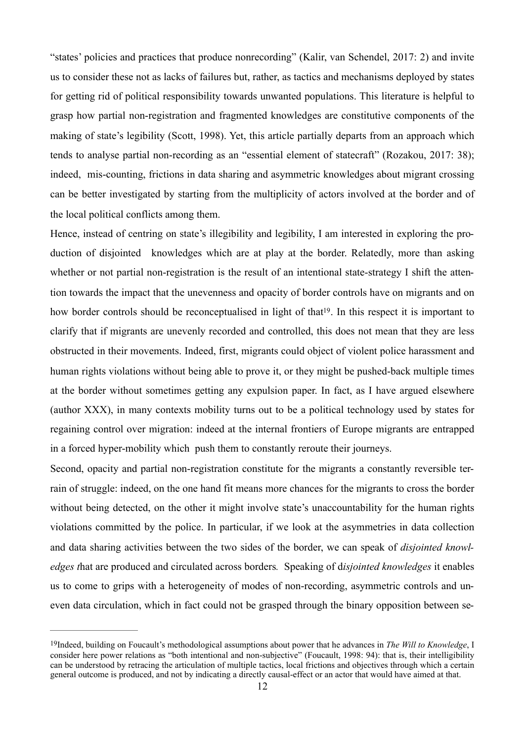"states' policies and practices that produce nonrecording" (Kalir, van Schendel, 2017: 2) and invite us to consider these not as lacks of failures but, rather, as tactics and mechanisms deployed by states for getting rid of political responsibility towards unwanted populations. This literature is helpful to grasp how partial non-registration and fragmented knowledges are constitutive components of the making of state's legibility (Scott, 1998). Yet, this article partially departs from an approach which tends to analyse partial non-recording as an "essential element of statecraft" (Rozakou, 2017: 38); indeed, mis-counting, frictions in data sharing and asymmetric knowledges about migrant crossing can be better investigated by starting from the multiplicity of actors involved at the border and of the local political conflicts among them.

Hence, instead of centring on state's illegibility and legibility, I am interested in exploring the production of disjointed knowledges which are at play at the border. Relatedly, more than asking whether or not partial non-registration is the result of an intentional state-strategy I shift the attention towards the impact that the unevenness and opacity of border controls have on migrants and on how border controls should be reconceptualised in light of that[19]. In this respect it is important to clarify that if migrants are unevenly recorded and controlled, this does not mean that they are less obstructed in their movements. Indeed, first, migrants could object of violent police harassment and human rights violations without being able to prove it, or they might be pushed-back multiple times at the border without sometimes getting any expulsion paper. In fact, as I have argued elsewhere (author XXX), in many contexts mobility turns out to be a political technology used by states for regaining control over migration: indeed at the internal frontiers of Europe migrants are entrapped in a forced hyper-mobility which push them to constantly reroute their journeys.

Second, opacity and partial non-registration constitute for the migrants a constantly reversible terrain of struggle: indeed, on the one hand fit means more chances for the migrants to cross the border without being detected, on the other it might involve state's unaccountability for the human rights violations committed by the police. In particular, if we look at the asymmetries in data collection and data sharing activities between the two sides of the border, we can speak of *disjointed knowledges t*hat are produced and circulated across borders*.* Speaking of d*isjointed knowledges* it enables us to come to grips with a heterogeneity of modes of non-recording, asymmetric controls and uneven data circulation, which in fact could not be grasped through the binary opposition between se-

---

[19]Indeed, building on Foucault's methodological assumptions about power that he advances in *The Will to Knowledge*, I consider here power relations as "both intentional and non-subjective" (Foucault, 1998: 94): that is, their intelligibility can be understood by retracing the articulation of multiple tactics, local frictions and objectives through which a certain general outcome is produced, and not by indicating a directly causal-effect or an actor that would have aimed at that.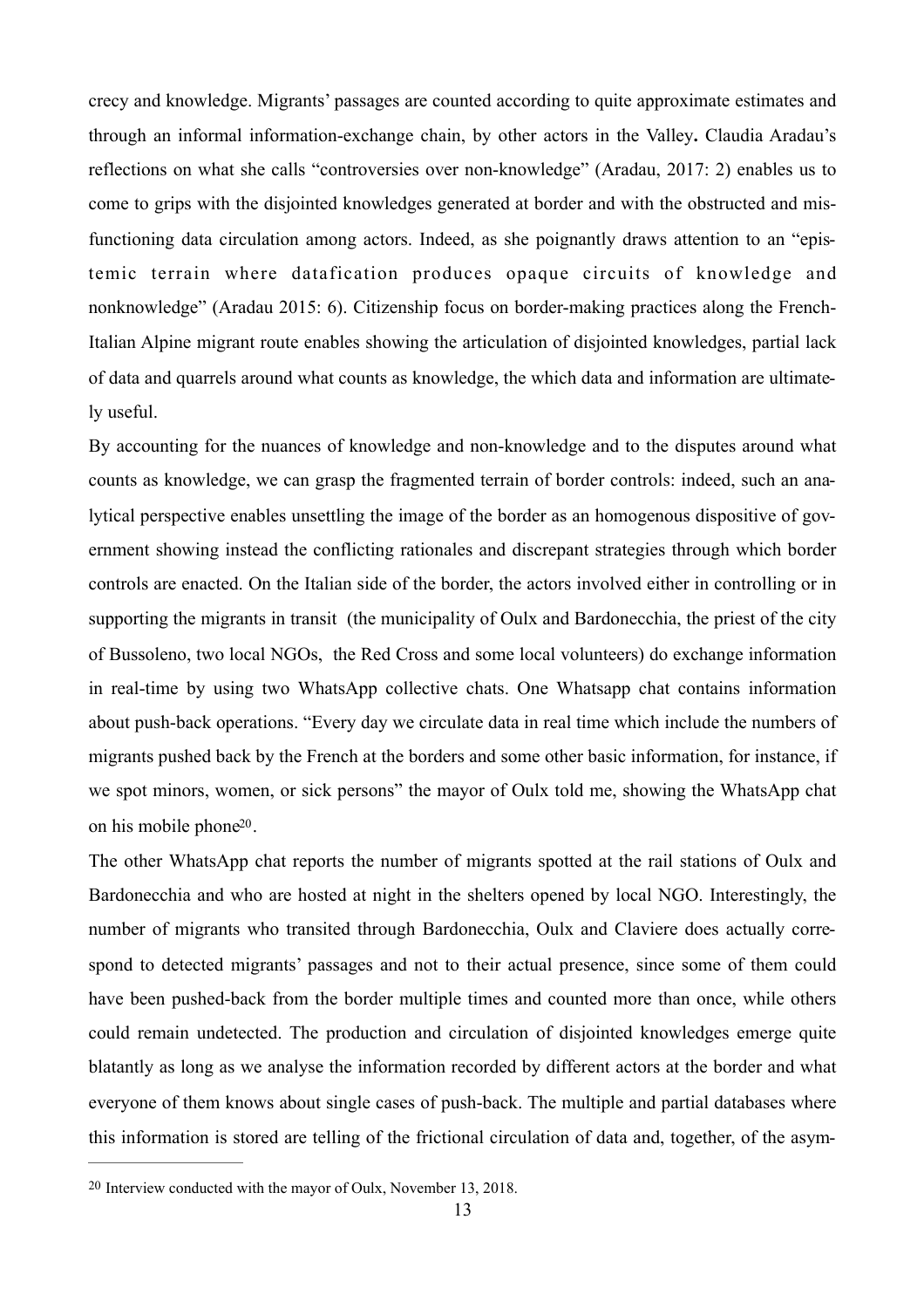crecy and knowledge. Migrants' passages are counted according to quite approximate estimates and through an informal information-exchange chain, by other actors in the Valley**.** Claudia Aradau's reflections on what she calls "controversies over non-knowledge" (Aradau, 2017: 2) enables us to come to grips with the disjointed knowledges generated at border and with the obstructed and misfunctioning data circulation among actors. Indeed, as she poignantly draws attention to an "epistemic terrain where datafication produces opaque circuits of knowledge and nonknowledge" (Aradau 2015: 6). Citizenship focus on border-making practices along the French-Italian Alpine migrant route enables showing the articulation of disjointed knowledges, partial lack of data and quarrels around what counts as knowledge, the which data and information are ultimately useful.

By accounting for the nuances of knowledge and non-knowledge and to the disputes around what counts as knowledge, we can grasp the fragmented terrain of border controls: indeed, such an analytical perspective enables unsettling the image of the border as an homogenous dispositive of government showing instead the conflicting rationales and discrepant strategies through which border controls are enacted. On the Italian side of the border, the actors involved either in controlling or in supporting the migrants in transit (the municipality of Oulx and Bardonecchia, the priest of the city of Bussoleno, two local NGOs, the Red Cross and some local volunteers) do exchange information in real-time by using two WhatsApp collective chats. One Whatsapp chat contains information about push-back operations. "Every day we circulate data in real time which include the numbers of migrants pushed back by the French at the borders and some other basic information, for instance, if we spot minors, women, or sick persons" the mayor of Oulx told me, showing the WhatsApp chat on his mobile phone[20].

The other WhatsApp chat reports the number of migrants spotted at the rail stations of Oulx and Bardonecchia and who are hosted at night in the shelters opened by local NGO. Interestingly, the number of migrants who transited through Bardonecchia, Oulx and Claviere does actually correspond to detected migrants' passages and not to their actual presence, since some of them could have been pushed-back from the border multiple times and counted more than once, while others could remain undetected. The production and circulation of disjointed knowledges emerge quite blatantly as long as we analyse the information recorded by different actors at the border and what everyone of them knows about single cases of push-back. The multiple and partial databases where this information is stored are telling of the frictional circulation of data and, together, of the asym-

---

[20] Interview conducted with the mayor of Oulx, November 13, 2018.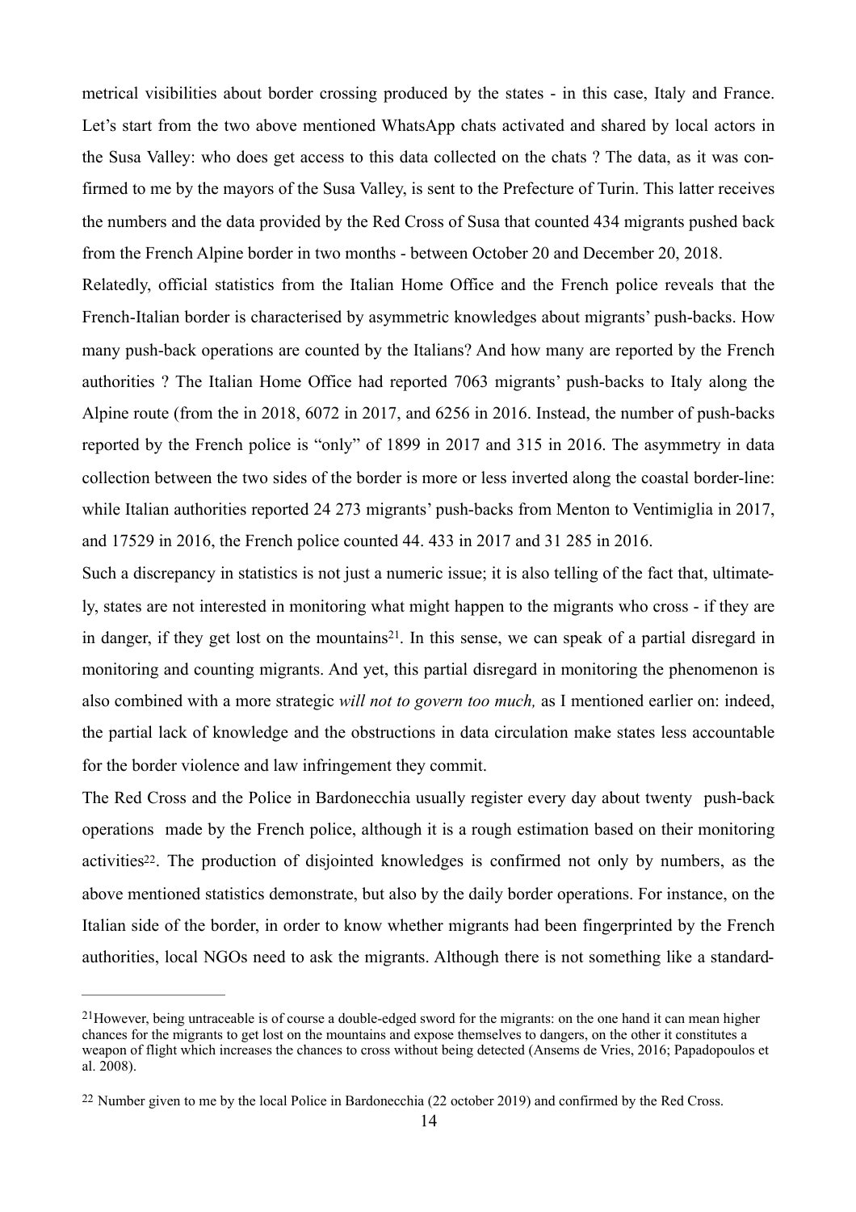metrical visibilities about border crossing produced by the states - in this case, Italy and France. Let's start from the two above mentioned WhatsApp chats activated and shared by local actors in the Susa Valley: who does get access to this data collected on the chats ? The data, as it was confirmed to me by the mayors of the Susa Valley, is sent to the Prefecture of Turin. This latter receives the numbers and the data provided by the Red Cross of Susa that counted 434 migrants pushed back from the French Alpine border in two months - between October 20 and December 20, 2018.

Relatedly, official statistics from the Italian Home Office and the French police reveals that the French-Italian border is characterised by asymmetric knowledges about migrants' push-backs. How many push-back operations are counted by the Italians? And how many are reported by the French authorities ? The Italian Home Office had reported 7063 migrants' push-backs to Italy along the Alpine route (from the in 2018, 6072 in 2017, and 6256 in 2016. Instead, the number of push-backs reported by the French police is "only" of 1899 in 2017 and 315 in 2016. The asymmetry in data collection between the two sides of the border is more or less inverted along the coastal border-line: while Italian authorities reported 24 273 migrants' push-backs from Menton to Ventimiglia in 2017, and 17529 in 2016, the French police counted 44. 433 in 2017 and 31 285 in 2016.

Such a discrepancy in statistics is not just a numeric issue; it is also telling of the fact that, ultimately, states are not interested in monitoring what might happen to the migrants who cross - if they are in danger, if they get lost on the mountains[21]. In this sense, we can speak of a partial disregard in monitoring and counting migrants. And yet, this partial disregard in monitoring the phenomenon is also combined with a more strategic *will not to govern too much,* as I mentioned earlier on: indeed, the partial lack of knowledge and the obstructions in data circulation make states less accountable for the border violence and law infringement they commit.

The Red Cross and the Police in Bardonecchia usually register every day about twenty push-back operations made by the French police, although it is a rough estimation based on their monitoring activities[22]. The production of disjointed knowledges is confirmed not only by numbers, as the above mentioned statistics demonstrate, but also by the daily border operations. For instance, on the Italian side of the border, in order to know whether migrants had been fingerprinted by the French authorities, local NGOs need to ask the migrants. Although there is not something like a standard-

---

[21] However, being untraceable is of course a double-edged sword for the migrants: on the one hand it can mean higher chances for the migrants to get lost on the mountains and expose themselves to dangers, on the other it constitutes a weapon of flight which increases the chances to cross without being detected (Ansems de Vries, 2016; Papadopoulos et al. 2008).

[22] Number given to me by the local Police in Bardonecchia (22 october 2019) and confirmed by the Red Cross.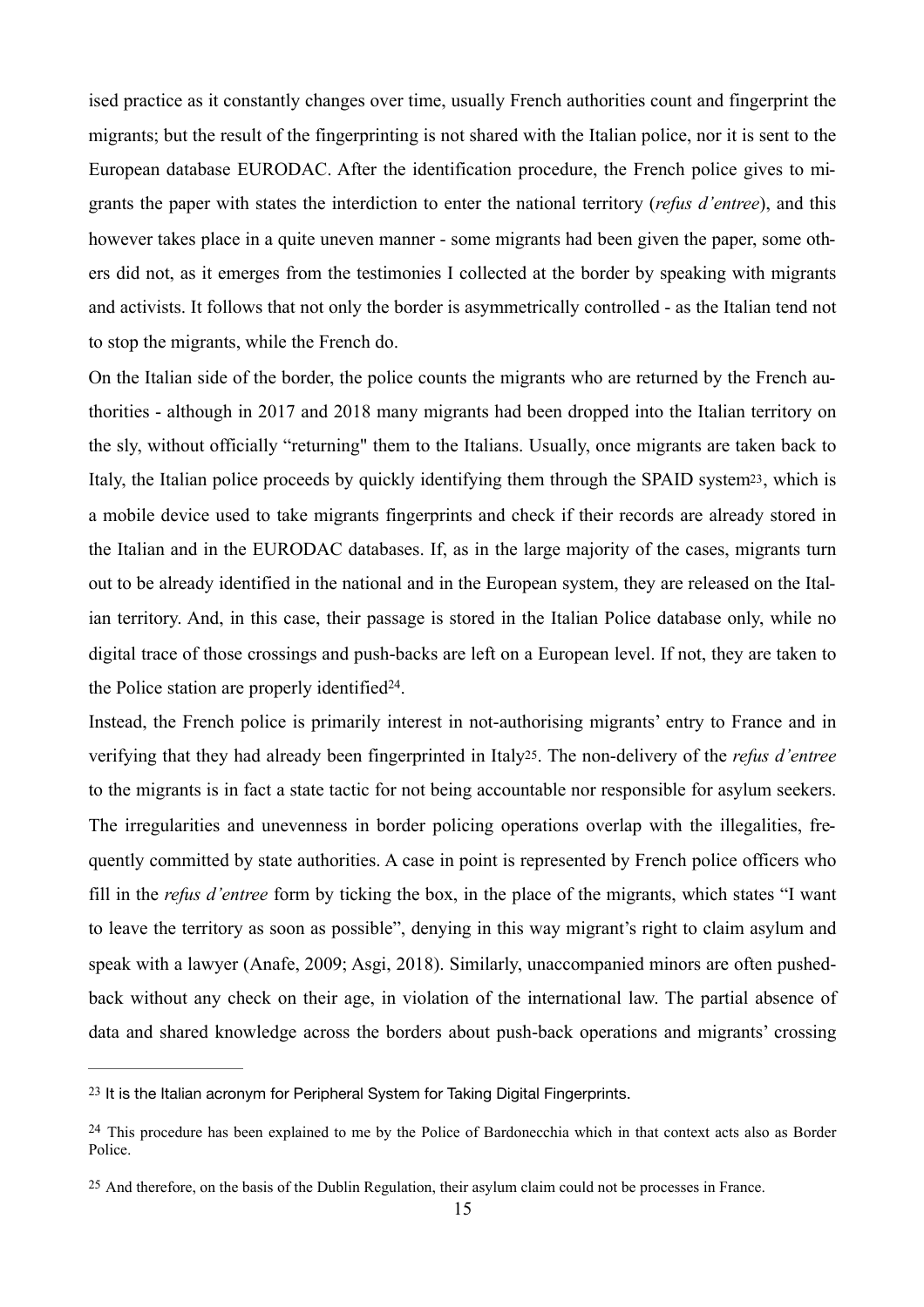ised practice as it constantly changes over time, usually French authorities count and fingerprint the migrants; but the result of the fingerprinting is not shared with the Italian police, nor it is sent to the European database EURODAC. After the identification procedure, the French police gives to migrants the paper with states the interdiction to enter the national territory (*refus d'entree*), and this however takes place in a quite uneven manner - some migrants had been given the paper, some others did not, as it emerges from the testimonies I collected at the border by speaking with migrants and activists. It follows that not only the border is asymmetrically controlled - as the Italian tend not to stop the migrants, while the French do.

On the Italian side of the border, the police counts the migrants who are returned by the French authorities - although in 2017 and 2018 many migrants had been dropped into the Italian territory on the sly, without officially "returning" them to the Italians. Usually, once migrants are taken back to Italy, the Italian police proceeds by quickly identifying them through the SPAID system[23], which is a mobile device used to take migrants fingerprints and check if their records are already stored in the Italian and in the EURODAC databases. If, as in the large majority of the cases, migrants turn out to be already identified in the national and in the European system, they are released on the Italian territory. And, in this case, their passage is stored in the Italian Police database only, while no digital trace of those crossings and push-backs are left on a European level. If not, they are taken to the Police station are properly identified[24].

Instead, the French police is primarily interest in not-authorising migrants' entry to France and in verifying that they had already been fingerprinted in Italy[25]. The non-delivery of the *refus d'entree* to the migrants is in fact a state tactic for not being accountable nor responsible for asylum seekers. The irregularities and unevenness in border policing operations overlap with the illegalities, frequently committed by state authorities. A case in point is represented by French police officers who fill in the *refus d'entree* form by ticking the box, in the place of the migrants, which states "I want to leave the territory as soon as possible", denying in this way migrant's right to claim asylum and speak with a lawyer (Anafe, 2009; Asgi, 2018). Similarly, unaccompanied minors are often pushed-back without any check on their age, in violation of the international law. The partial absence of data and shared knowledge across the borders about push-back operations and migrants' crossing

---

[23] It is the Italian acronym for Peripheral System for Taking Digital Fingerprints.

[24] This procedure has been explained to me by the Police of Bardonecchia which in that context acts also as Border Police.

[25] And therefore, on the basis of the Dublin Regulation, their asylum claim could not be processes in France.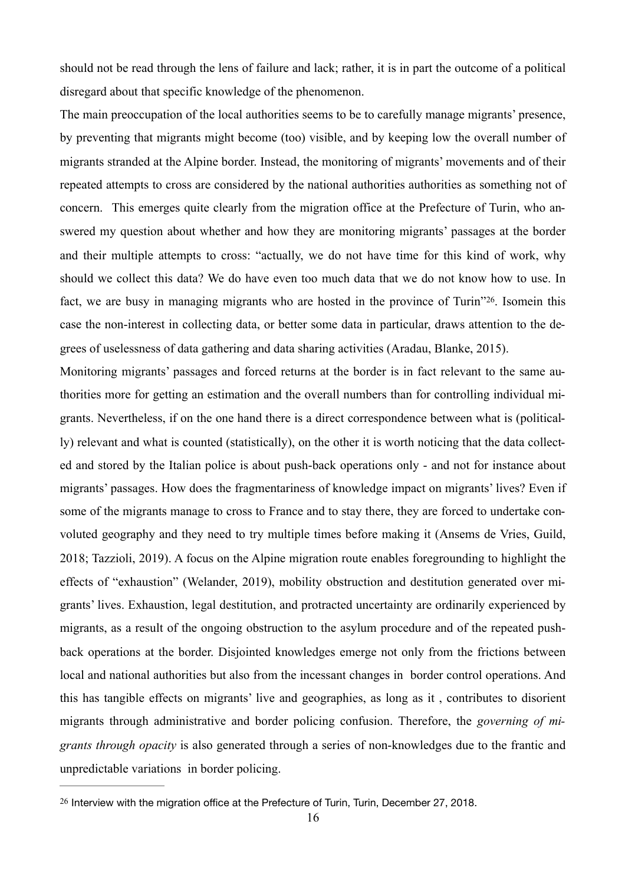should not be read through the lens of failure and lack; rather, it is in part the outcome of a political disregard about that specific knowledge of the phenomenon.

The main preoccupation of the local authorities seems to be to carefully manage migrants' presence, by preventing that migrants might become (too) visible, and by keeping low the overall number of migrants stranded at the Alpine border. Instead, the monitoring of migrants' movements and of their repeated attempts to cross are considered by the national authorities authorities as something not of concern. This emerges quite clearly from the migration office at the Prefecture of Turin, who answered my question about whether and how they are monitoring migrants' passages at the border and their multiple attempts to cross: "actually, we do not have time for this kind of work, why should we collect this data? We do have even too much data that we do not know how to use. In fact, we are busy in managing migrants who are hosted in the province of Turin"[26]. Isomein this case the non-interest in collecting data, or better some data in particular, draws attention to the degrees of uselessness of data gathering and data sharing activities (Aradau, Blanke, 2015).

Monitoring migrants' passages and forced returns at the border is in fact relevant to the same authorities more for getting an estimation and the overall numbers than for controlling individual migrants. Nevertheless, if on the one hand there is a direct correspondence between what is (politically) relevant and what is counted (statistically), on the other it is worth noticing that the data collected and stored by the Italian police is about push-back operations only - and not for instance about migrants' passages. How does the fragmentariness of knowledge impact on migrants' lives? Even if some of the migrants manage to cross to France and to stay there, they are forced to undertake convoluted geography and they need to try multiple times before making it (Ansems de Vries, Guild, 2018; Tazzioli, 2019). A focus on the Alpine migration route enables foregrounding to highlight the effects of "exhaustion" (Welander, 2019), mobility obstruction and destitution generated over migrants' lives. Exhaustion, legal destitution, and protracted uncertainty are ordinarily experienced by migrants, as a result of the ongoing obstruction to the asylum procedure and of the repeated push-back operations at the border. Disjointed knowledges emerge not only from the frictions between local and national authorities but also from the incessant changes in border control operations. And this has tangible effects on migrants' live and geographies, as long as it , contributes to disorient migrants through administrative and border policing confusion. Therefore, the *governing of migrants through opacity* is also generated through a series of non-knowledges due to the frantic and unpredictable variations in border policing.

---

[26] Interview with the migration office at the Prefecture of Turin, Turin, December 27, 2018.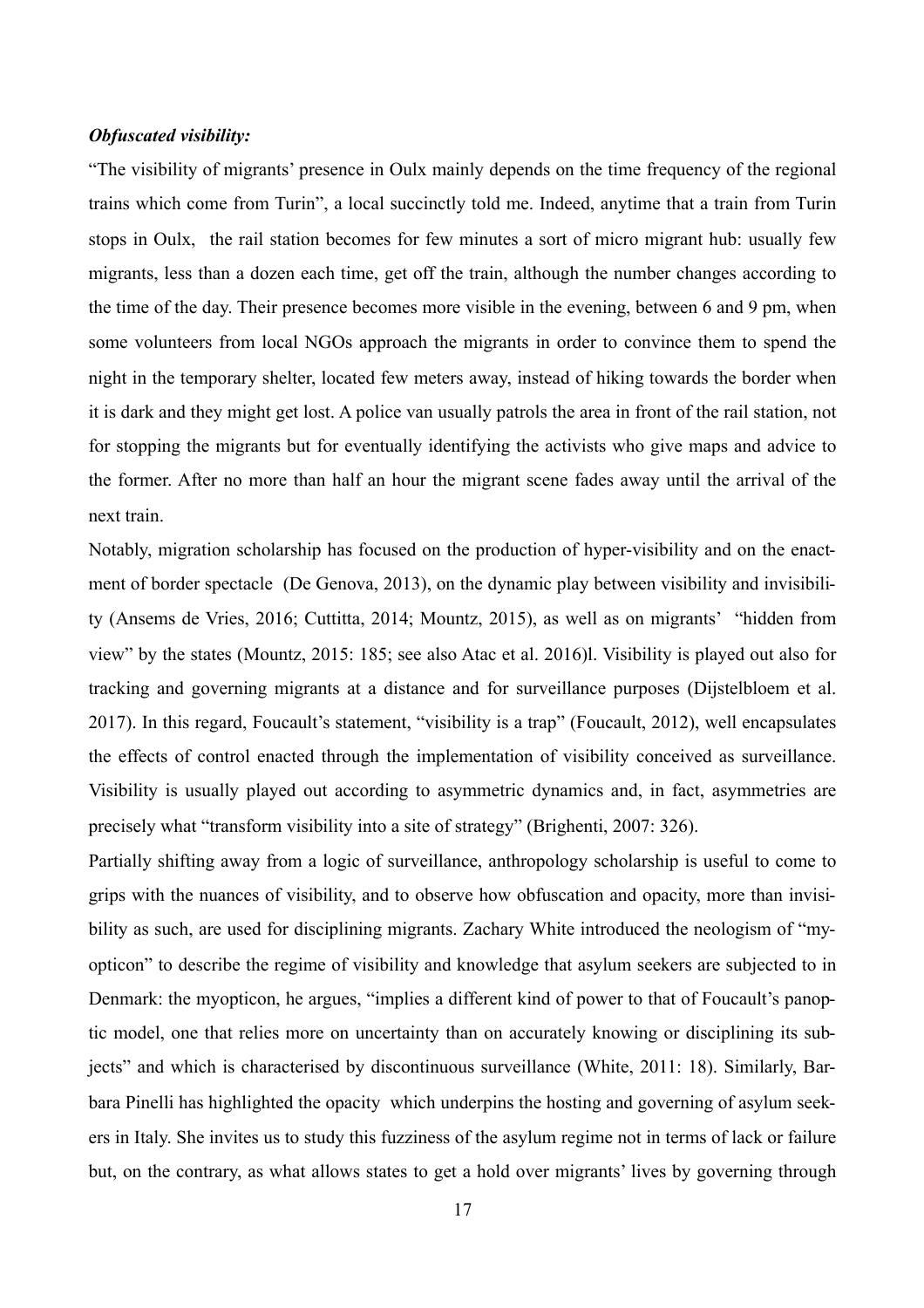***Obfuscated visibility:***

"The visibility of migrants' presence in Oulx mainly depends on the time frequency of the regional trains which come from Turin", a local succinctly told me. Indeed, anytime that a train from Turin stops in Oulx, the rail station becomes for few minutes a sort of micro migrant hub: usually few migrants, less than a dozen each time, get off the train, although the number changes according to the time of the day. Their presence becomes more visible in the evening, between 6 and 9 pm, when some volunteers from local NGOs approach the migrants in order to convince them to spend the night in the temporary shelter, located few meters away, instead of hiking towards the border when it is dark and they might get lost. A police van usually patrols the area in front of the rail station, not for stopping the migrants but for eventually identifying the activists who give maps and advice to the former. After no more than half an hour the migrant scene fades away until the arrival of the next train.

Notably, migration scholarship has focused on the production of hyper-visibility and on the enactment of border spectacle (De Genova, 2013), on the dynamic play between visibility and invisibility (Ansems de Vries, 2016; Cuttitta, 2014; Mountz, 2015), as well as on migrants' "hidden from view" by the states (Mountz, 2015: 185; see also Atac et al. 2016)l. Visibility is played out also for tracking and governing migrants at a distance and for surveillance purposes (Dijstelbloem et al. 2017). In this regard, Foucault's statement, "visibility is a trap" (Foucault, 2012), well encapsulates the effects of control enacted through the implementation of visibility conceived as surveillance. Visibility is usually played out according to asymmetric dynamics and, in fact, asymmetries are precisely what "transform visibility into a site of strategy" (Brighenti, 2007: 326).

Partially shifting away from a logic of surveillance, anthropology scholarship is useful to come to grips with the nuances of visibility, and to observe how obfuscation and opacity, more than invisibility as such, are used for disciplining migrants. Zachary White introduced the neologism of "myopticon" to describe the regime of visibility and knowledge that asylum seekers are subjected to in Denmark: the myopticon, he argues, "implies a different kind of power to that of Foucault's panoptic model, one that relies more on uncertainty than on accurately knowing or disciplining its subjects" and which is characterised by discontinuous surveillance (White, 2011: 18). Similarly, Barbara Pinelli has highlighted the opacity which underpins the hosting and governing of asylum seekers in Italy. She invites us to study this fuzziness of the asylum regime not in terms of lack or failure but, on the contrary, as what allows states to get a hold over migrants' lives by governing through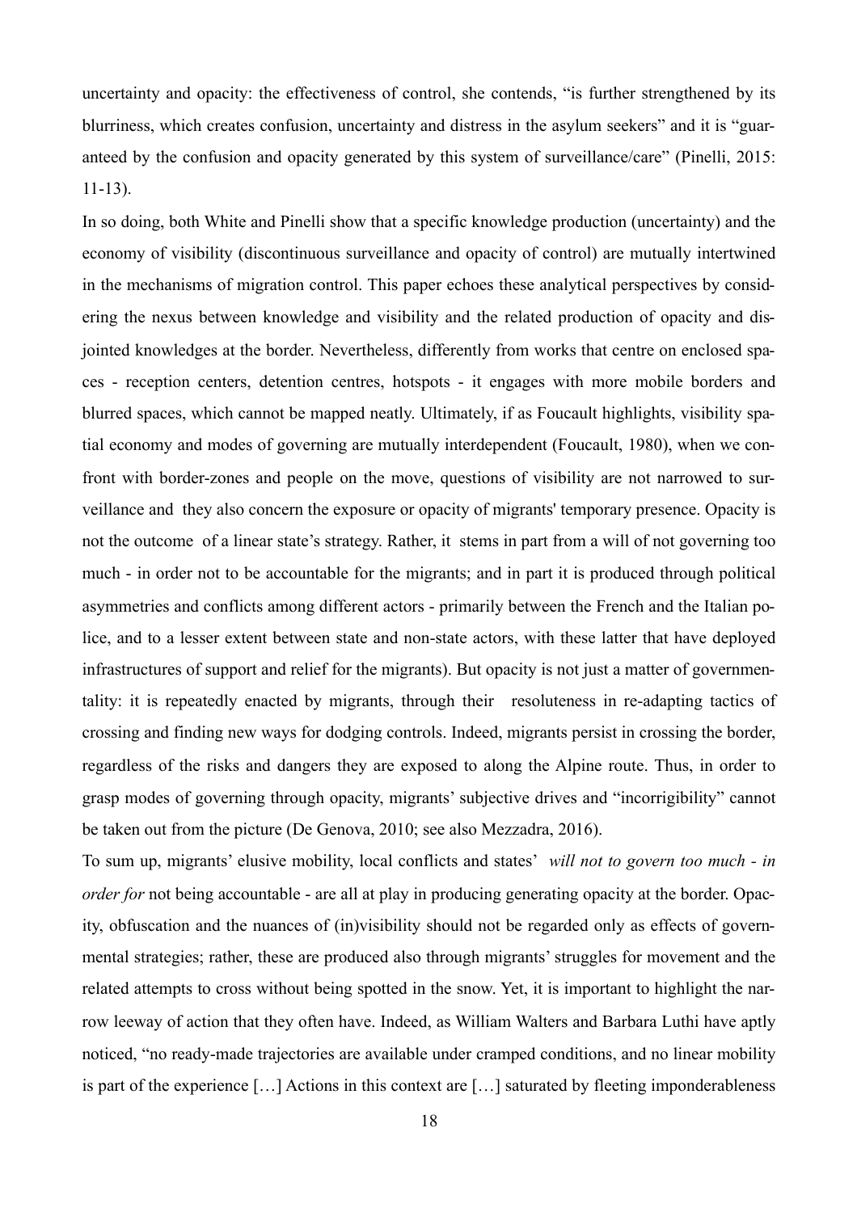uncertainty and opacity: the effectiveness of control, she contends, "is further strengthened by its blurriness, which creates confusion, uncertainty and distress in the asylum seekers" and it is "guaranteed by the confusion and opacity generated by this system of surveillance/care" (Pinelli, 2015: 11-13).

In so doing, both White and Pinelli show that a specific knowledge production (uncertainty) and the economy of visibility (discontinuous surveillance and opacity of control) are mutually intertwined in the mechanisms of migration control. This paper echoes these analytical perspectives by considering the nexus between knowledge and visibility and the related production of opacity and disjointed knowledges at the border. Nevertheless, differently from works that centre on enclosed spaces - reception centers, detention centres, hotspots - it engages with more mobile borders and blurred spaces, which cannot be mapped neatly. Ultimately, if as Foucault highlights, visibility spatial economy and modes of governing are mutually interdependent (Foucault, 1980), when we confront with border-zones and people on the move, questions of visibility are not narrowed to surveillance and they also concern the exposure or opacity of migrants' temporary presence. Opacity is not the outcome of a linear state's strategy. Rather, it stems in part from a will of not governing too much - in order not to be accountable for the migrants; and in part it is produced through political asymmetries and conflicts among different actors - primarily between the French and the Italian police, and to a lesser extent between state and non-state actors, with these latter that have deployed infrastructures of support and relief for the migrants). But opacity is not just a matter of governmentality: it is repeatedly enacted by migrants, through their resoluteness in re-adapting tactics of crossing and finding new ways for dodging controls. Indeed, migrants persist in crossing the border, regardless of the risks and dangers they are exposed to along the Alpine route. Thus, in order to grasp modes of governing through opacity, migrants' subjective drives and "incorrigibility" cannot be taken out from the picture (De Genova, 2010; see also Mezzadra, 2016).

To sum up, migrants' elusive mobility, local conflicts and states' *will not to govern too much - in order for* not being accountable - are all at play in producing generating opacity at the border. Opacity, obfuscation and the nuances of (in)visibility should not be regarded only as effects of governmental strategies; rather, these are produced also through migrants' struggles for movement and the related attempts to cross without being spotted in the snow. Yet, it is important to highlight the narrow leeway of action that they often have. Indeed, as William Walters and Barbara Luthi have aptly noticed, "no ready-made trajectories are available under cramped conditions, and no linear mobility is part of the experience […] Actions in this context are […] saturated by fleeting imponderableness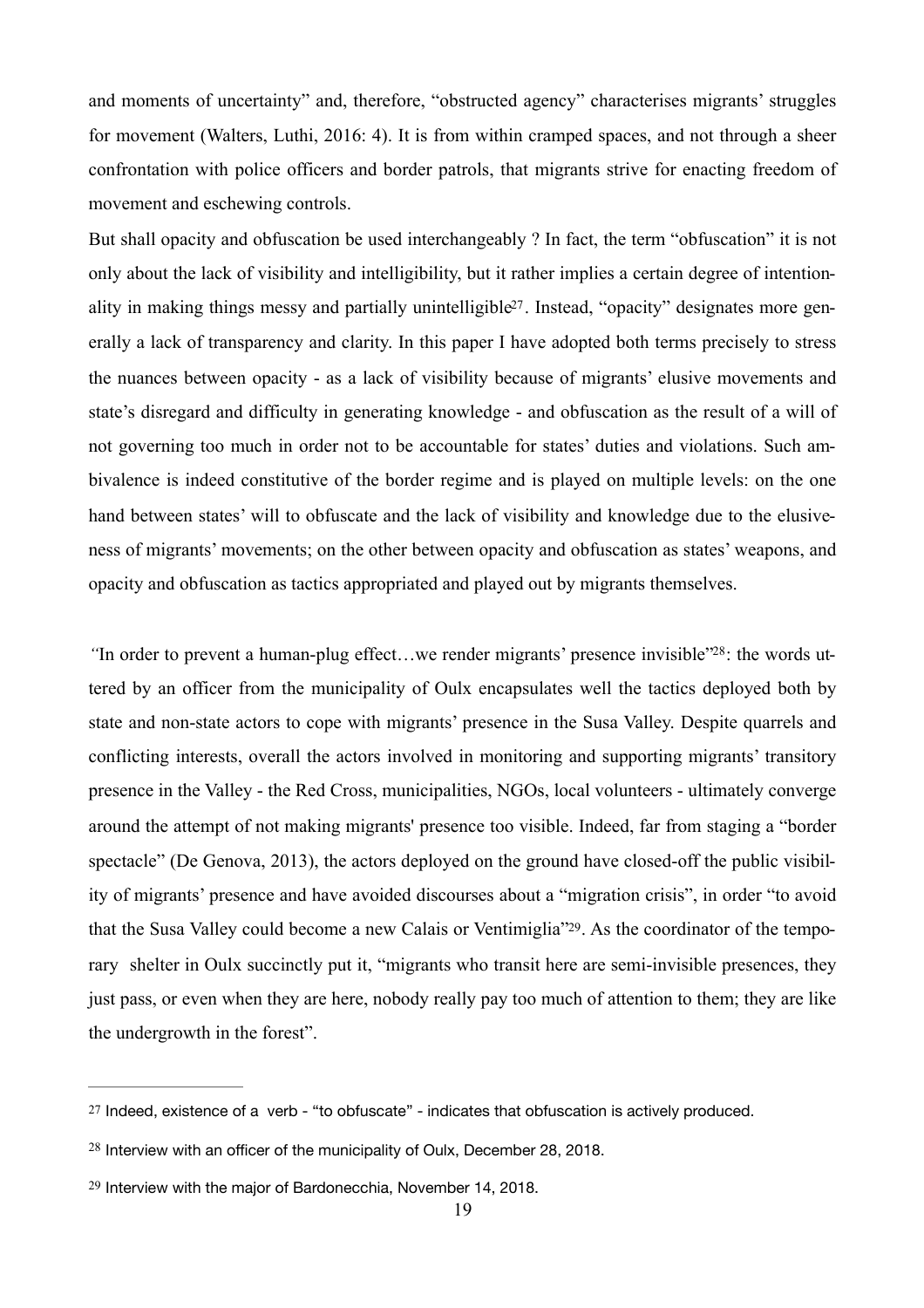and moments of uncertainty" and, therefore, "obstructed agency" characterises migrants' struggles for movement (Walters, Luthi, 2016: 4). It is from within cramped spaces, and not through a sheer confrontation with police officers and border patrols, that migrants strive for enacting freedom of movement and eschewing controls.

But shall opacity and obfuscation be used interchangeably ? In fact, the term "obfuscation" it is not only about the lack of visibility and intelligibility, but it rather implies a certain degree of intentionality in making things messy and partially unintelligible[27]. Instead, "opacity" designates more generally a lack of transparency and clarity. In this paper I have adopted both terms precisely to stress the nuances between opacity - as a lack of visibility because of migrants' elusive movements and state's disregard and difficulty in generating knowledge - and obfuscation as the result of a will of not governing too much in order not to be accountable for states' duties and violations. Such ambivalence is indeed constitutive of the border regime and is played on multiple levels: on the one hand between states' will to obfuscate and the lack of visibility and knowledge due to the elusiveness of migrants' movements; on the other between opacity and obfuscation as states' weapons, and opacity and obfuscation as tactics appropriated and played out by migrants themselves.

"In order to prevent a human-plug effect…we render migrants' presence invisible"[28]: the words uttered by an officer from the municipality of Oulx encapsulates well the tactics deployed both by state and non-state actors to cope with migrants' presence in the Susa Valley. Despite quarrels and conflicting interests, overall the actors involved in monitoring and supporting migrants' transitory presence in the Valley - the Red Cross, municipalities, NGOs, local volunteers - ultimately converge around the attempt of not making migrants' presence too visible. Indeed, far from staging a "border spectacle" (De Genova, 2013), the actors deployed on the ground have closed-off the public visibility of migrants' presence and have avoided discourses about a "migration crisis", in order "to avoid that the Susa Valley could become a new Calais or Ventimiglia"[29]. As the coordinator of the temporary shelter in Oulx succinctly put it, "migrants who transit here are semi-invisible presences, they just pass, or even when they are here, nobody really pay too much of attention to them; they are like the undergrowth in the forest".

---

[27] Indeed, existence of a verb - "to obfuscate" - indicates that obfuscation is actively produced.

[28] Interview with an officer of the municipality of Oulx, December 28, 2018.

[29] Interview with the major of Bardonecchia, November 14, 2018.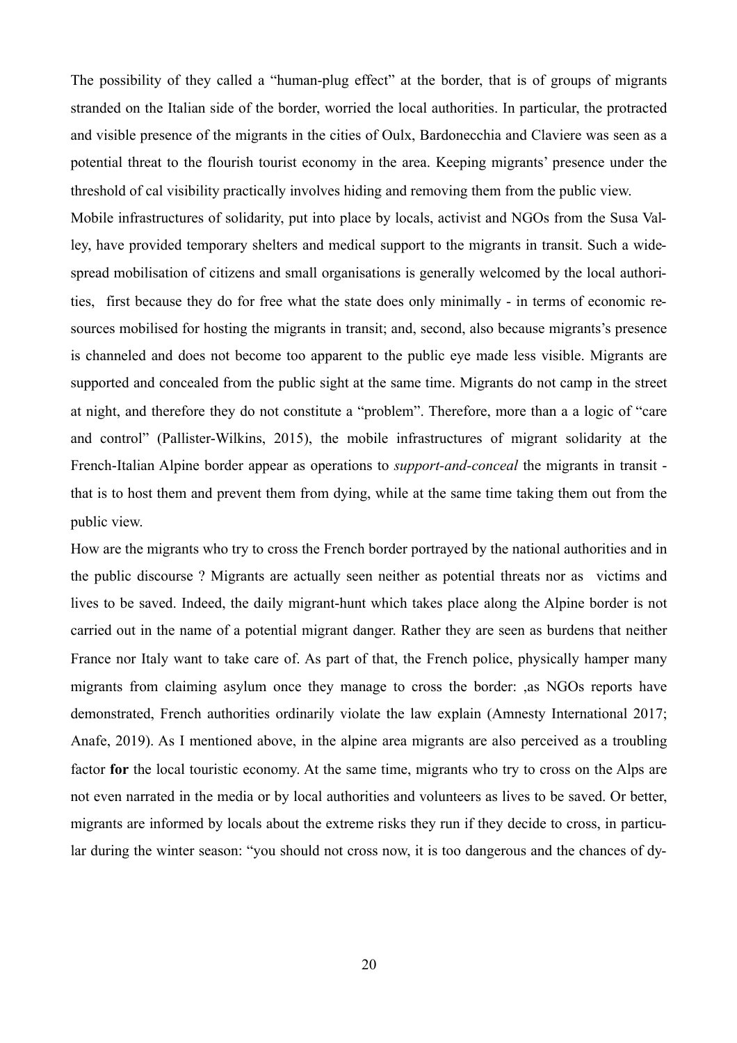The possibility of they called a "human-plug effect" at the border, that is of groups of migrants stranded on the Italian side of the border, worried the local authorities. In particular, the protracted and visible presence of the migrants in the cities of Oulx, Bardonecchia and Claviere was seen as a potential threat to the flourish tourist economy in the area. Keeping migrants' presence under the threshold of cal visibility practically involves hiding and removing them from the public view.

Mobile infrastructures of solidarity, put into place by locals, activist and NGOs from the Susa Valley, have provided temporary shelters and medical support to the migrants in transit. Such a widespread mobilisation of citizens and small organisations is generally welcomed by the local authorities, first because they do for free what the state does only minimally - in terms of economic resources mobilised for hosting the migrants in transit; and, second, also because migrants's presence is channeled and does not become too apparent to the public eye made less visible. Migrants are supported and concealed from the public sight at the same time. Migrants do not camp in the street at night, and therefore they do not constitute a "problem". Therefore, more than a a logic of "care and control" (Pallister-Wilkins, 2015), the mobile infrastructures of migrant solidarity at the French-Italian Alpine border appear as operations to *support-and-conceal* the migrants in transit - that is to host them and prevent them from dying, while at the same time taking them out from the public view.

How are the migrants who try to cross the French border portrayed by the national authorities and in the public discourse ? Migrants are actually seen neither as potential threats nor as victims and lives to be saved. Indeed, the daily migrant-hunt which takes place along the Alpine border is not carried out in the name of a potential migrant danger. Rather they are seen as burdens that neither France nor Italy want to take care of. As part of that, the French police, physically hamper many migrants from claiming asylum once they manage to cross the border: ,as NGOs reports have demonstrated, French authorities ordinarily violate the law explain (Amnesty International 2017; Anafe, 2019). As I mentioned above, in the alpine area migrants are also perceived as a troubling factor **for** the local touristic economy. At the same time, migrants who try to cross on the Alps are not even narrated in the media or by local authorities and volunteers as lives to be saved. Or better, migrants are informed by locals about the extreme risks they run if they decide to cross, in particular during the winter season: "you should not cross now, it is too dangerous and the chances of dy-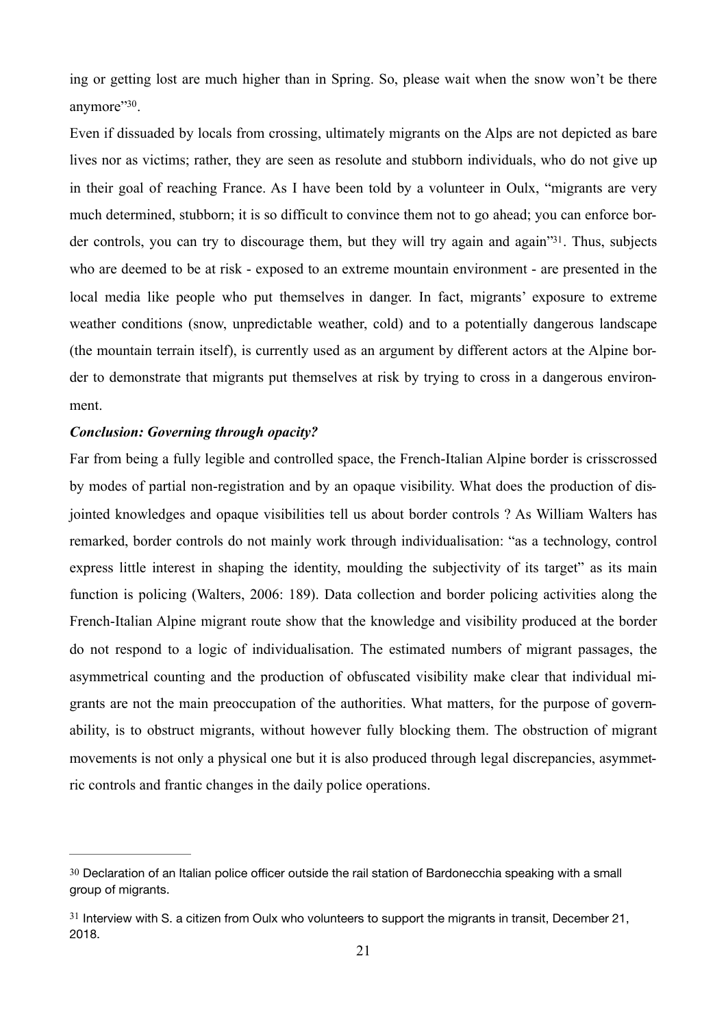ing or getting lost are much higher than in Spring. So, please wait when the snow won't be there anymore"[30].

Even if dissuaded by locals from crossing, ultimately migrants on the Alps are not depicted as bare lives nor as victims; rather, they are seen as resolute and stubborn individuals, who do not give up in their goal of reaching France. As I have been told by a volunteer in Oulx, "migrants are very much determined, stubborn; it is so difficult to convince them not to go ahead; you can enforce border controls, you can try to discourage them, but they will try again and again"[31]. Thus, subjects who are deemed to be at risk - exposed to an extreme mountain environment - are presented in the local media like people who put themselves in danger. In fact, migrants' exposure to extreme weather conditions (snow, unpredictable weather, cold) and to a potentially dangerous landscape (the mountain terrain itself), is currently used as an argument by different actors at the Alpine border to demonstrate that migrants put themselves at risk by trying to cross in a dangerous environment.

***Conclusion: Governing through opacity?***

Far from being a fully legible and controlled space, the French-Italian Alpine border is crisscrossed by modes of partial non-registration and by an opaque visibility. What does the production of disjointed knowledges and opaque visibilities tell us about border controls ? As William Walters has remarked, border controls do not mainly work through individualisation: "as a technology, control express little interest in shaping the identity, moulding the subjectivity of its target" as its main function is policing (Walters, 2006: 189). Data collection and border policing activities along the French-Italian Alpine migrant route show that the knowledge and visibility produced at the border do not respond to a logic of individualisation. The estimated numbers of migrant passages, the asymmetrical counting and the production of obfuscated visibility make clear that individual migrants are not the main preoccupation of the authorities. What matters, for the purpose of governability, is to obstruct migrants, without however fully blocking them. The obstruction of migrant movements is not only a physical one but it is also produced through legal discrepancies, asymmetric controls and frantic changes in the daily police operations.

---

[30] Declaration of an Italian police officer outside the rail station of Bardonecchia speaking with a small group of migrants.

[31] Interview with S. a citizen from Oulx who volunteers to support the migrants in transit, December 21, 2018.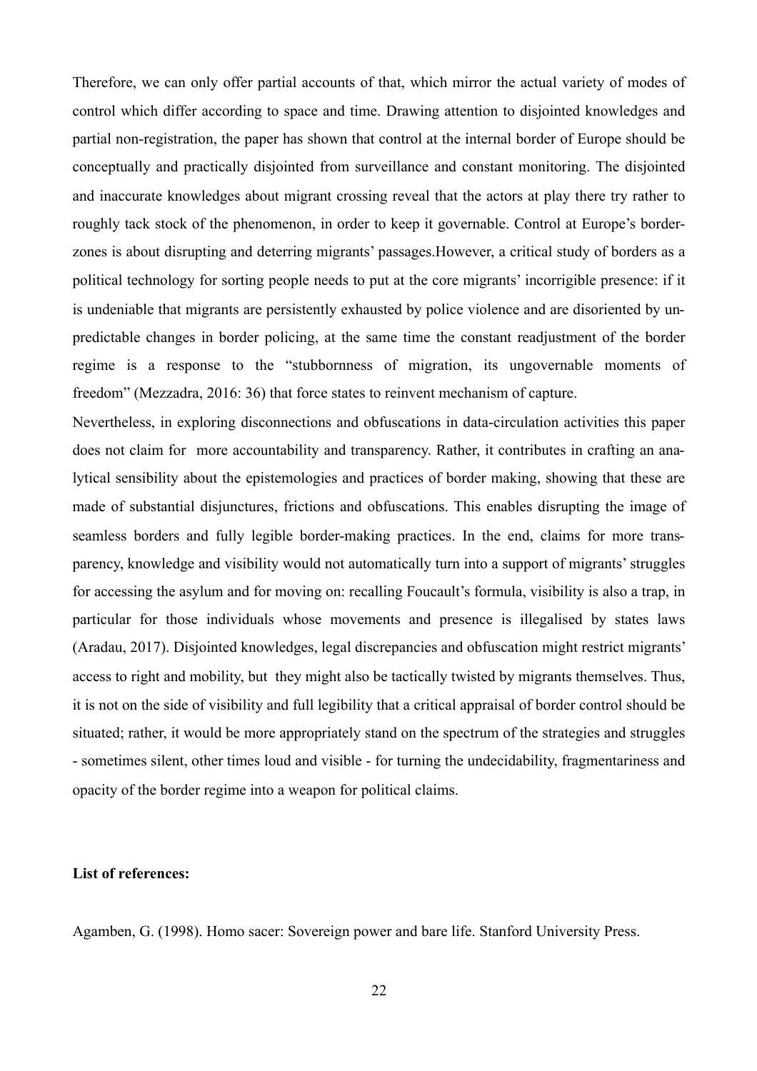Therefore, we can only offer partial accounts of that, which mirror the actual variety of modes of control which differ according to space and time. Drawing attention to disjointed knowledges and partial non-registration, the paper has shown that control at the internal border of Europe should be conceptually and practically disjointed from surveillance and constant monitoring. The disjointed and inaccurate knowledges about migrant crossing reveal that the actors at play there try rather to roughly tack stock of the phenomenon, in order to keep it governable. Control at Europe's border-zones is about disrupting and deterring migrants' passages.However, a critical study of borders as a political technology for sorting people needs to put at the core migrants' incorrigible presence: if it is undeniable that migrants are persistently exhausted by police violence and are disoriented by unpredictable changes in border policing, at the same time the constant readjustment of the border regime is a response to the "stubbornness of migration, its ungovernable moments of freedom" (Mezzadra, 2016: 36) that force states to reinvent mechanism of capture.

Nevertheless, in exploring disconnections and obfuscations in data-circulation activities this paper does not claim for more accountability and transparency. Rather, it contributes in crafting an analytical sensibility about the epistemologies and practices of border making, showing that these are made of substantial disjunctures, frictions and obfuscations. This enables disrupting the image of seamless borders and fully legible border-making practices. In the end, claims for more transparency, knowledge and visibility would not automatically turn into a support of migrants' struggles for accessing the asylum and for moving on: recalling Foucault's formula, visibility is also a trap, in particular for those individuals whose movements and presence is illegalised by states laws (Aradau, 2017). Disjointed knowledges, legal discrepancies and obfuscation might restrict migrants' access to right and mobility, but they might also be tactically twisted by migrants themselves. Thus, it is not on the side of visibility and full legibility that a critical appraisal of border control should be situated; rather, it would be more appropriately stand on the spectrum of the strategies and struggles - sometimes silent, other times loud and visible - for turning the undecidability, fragmentariness and opacity of the border regime into a weapon for political claims.

**List of references:**

Agamben, G. (1998). Homo sacer: Sovereign power and bare life. Stanford University Press.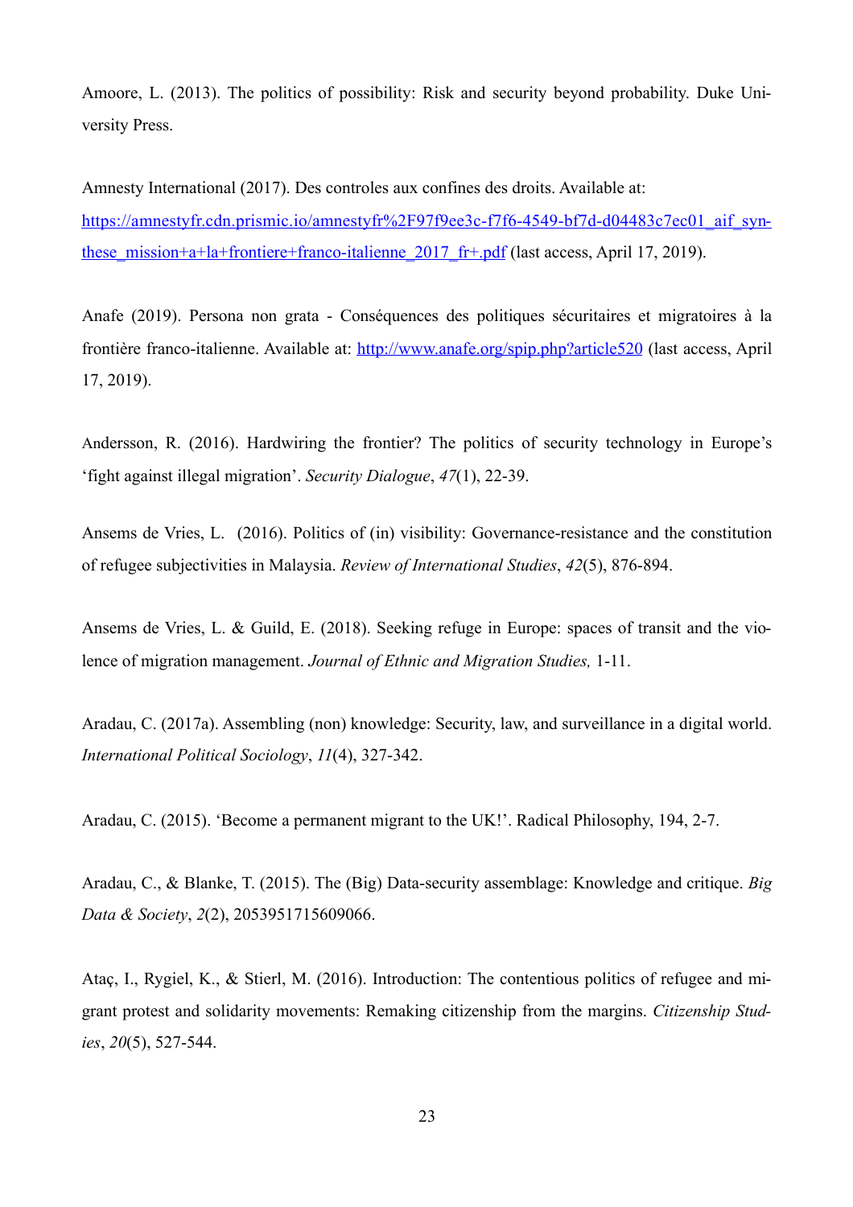Amoore, L. (2013). The politics of possibility: Risk and security beyond probability. Duke University Press.

Amnesty International (2017). Des controles aux confines des droits. Available at: [https://amnestyfr.cdn.prismic.io/amnestyfr%2F97f9ee3c-f7f6-4549-bf7d-d04483c7ec01_aif_synthese_mission+a+la+frontiere+franco-italienne_2017_fr+.pdf](https://amnestyfr.cdn.prismic.io/amnestyfr%2F97f9ee3c-f7f6-4549-bf7d-d04483c7ec01_aif_synthese_mission+a+la+frontiere+franco-italienne_2017_fr+.pdf) (last access, April 17, 2019).

Anafe (2019). Persona non grata - Conséquences des politiques sécuritaires et migratoires à la frontière franco-italienne. Available at: [http://www.anafe.org/spip.php?article520](http://www.anafe.org/spip.php?article520) (last access, April 17, 2019).

Andersson, R. (2016). Hardwiring the frontier? The politics of security technology in Europe's 'fight against illegal migration'. *Security Dialogue*, *47*(1), 22-39.

Ansems de Vries, L. (2016). Politics of (in) visibility: Governance-resistance and the constitution of refugee subjectivities in Malaysia. *Review of International Studies*, *42*(5), 876-894.

Ansems de Vries, L. & Guild, E. (2018). Seeking refuge in Europe: spaces of transit and the violence of migration management. *Journal of Ethnic and Migration Studies,* 1-11.

Aradau, C. (2017a). Assembling (non) knowledge: Security, law, and surveillance in a digital world. *International Political Sociology*, *11*(4), 327-342.

Aradau, C. (2015). 'Become a permanent migrant to the UK!'. Radical Philosophy, 194, 2-7.

Aradau, C., & Blanke, T. (2015). The (Big) Data-security assemblage: Knowledge and critique. *Big Data & Society*, *2*(2), 2053951715609066.

Ataç, I., Rygiel, K., & Stierl, M. (2016). Introduction: The contentious politics of refugee and migrant protest and solidarity movements: Remaking citizenship from the margins. *Citizenship Studies*, *20*(5), 527-544.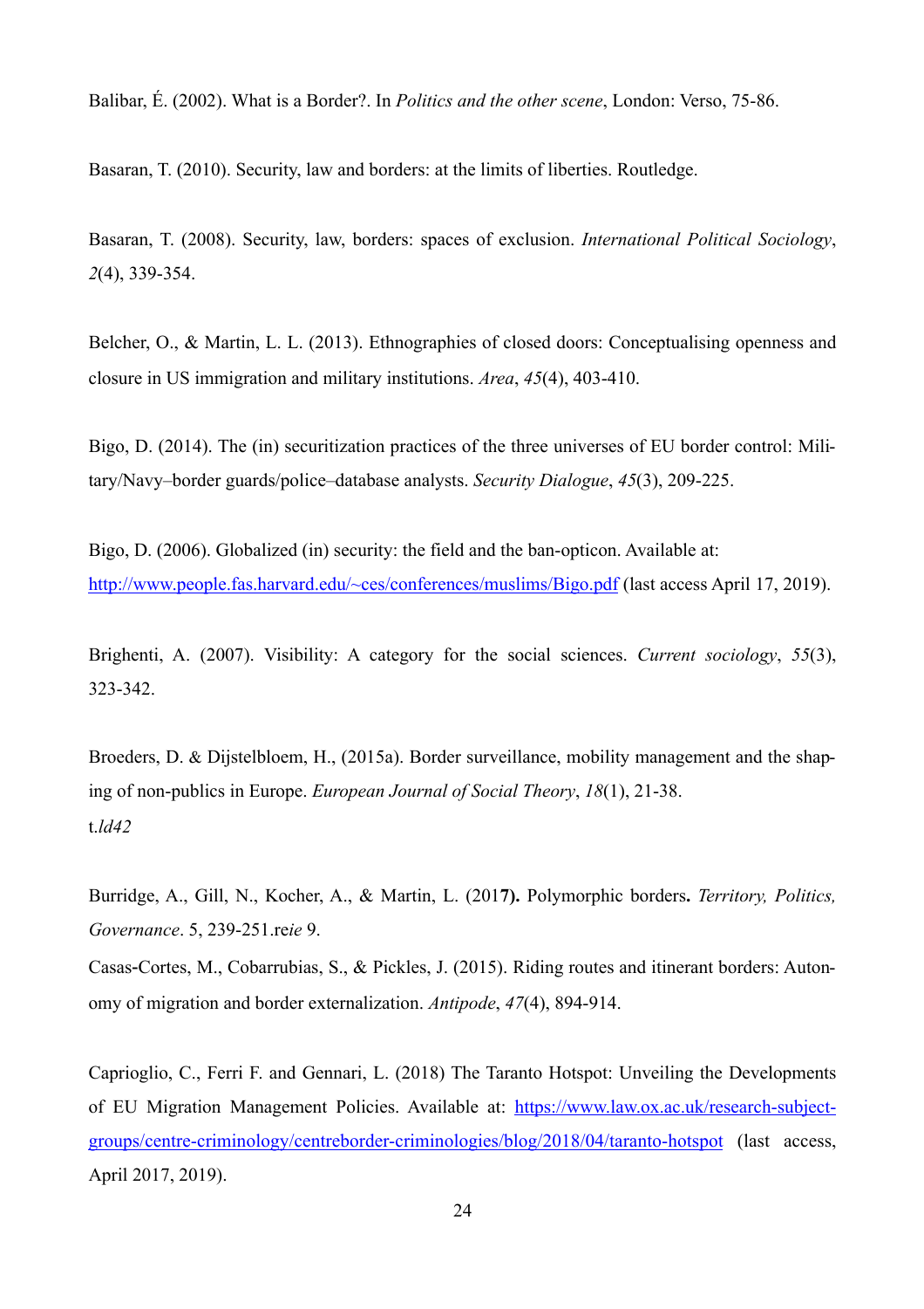Balibar, É. (2002). What is a Border?. In *Politics and the other scene*, London: Verso, 75-86.

Basaran, T. (2010). Security, law and borders: at the limits of liberties. Routledge.

Basaran, T. (2008). Security, law, borders: spaces of exclusion. *International Political Sociology*, *2*(4), 339-354.

Belcher, O., & Martin, L. L. (2013). Ethnographies of closed doors: Conceptualising openness and closure in US immigration and military institutions. *Area*, *45*(4), 403-410.

Bigo, D. (2014). The (in) securitization practices of the three universes of EU border control: Military/Navy–border guards/police–database analysts. *Security Dialogue*, *45*(3), 209-225.

Bigo, D. (2006). Globalized (in) security: the field and the ban-opticon. Available at: [http://www.people.fas.harvard.edu/~ces/conferences/muslims/Bigo.pdf](http://www.people.fas.harvard.edu/~ces/conferences/muslims/Bigo.pdf) (last access April 17, 2019).

Brighenti, A. (2007). Visibility: A category for the social sciences. *Current sociology*, *55*(3), 323-342.

Broeders, D. & Dijstelbloem, H., (2015a). Border surveillance, mobility management and the shaping of non-publics in Europe. *European Journal of Social Theory*, *18*(1), 21-38.
t.*ld42*

Burridge, A., Gill, N., Kocher, A., & Martin, L. (201**7).** Polymorphic borders**.** *Territory, Politics, Governance*. 5, 239-251.re*ie* 9.

Casas-Cortes, M., Cobarrubias, S., & Pickles, J. (2015). Riding routes and itinerant borders: Autonomy of migration and border externalization. *Antipode*, *47*(4), 894-914.

Caprioglio, C., Ferri F. and Gennari, L. (2018) The Taranto Hotspot: Unveiling the Developments of EU Migration Management Policies. Available at: [https://www.law.ox.ac.uk/research-subject-groups/centre-criminology/centreborder-criminologies/blog/2018/04/taranto-hotspot](https://www.law.ox.ac.uk/research-subject-groups/centre-criminology/centreborder-criminologies/blog/2018/04/taranto-hotspot) (last access, April 2017, 2019).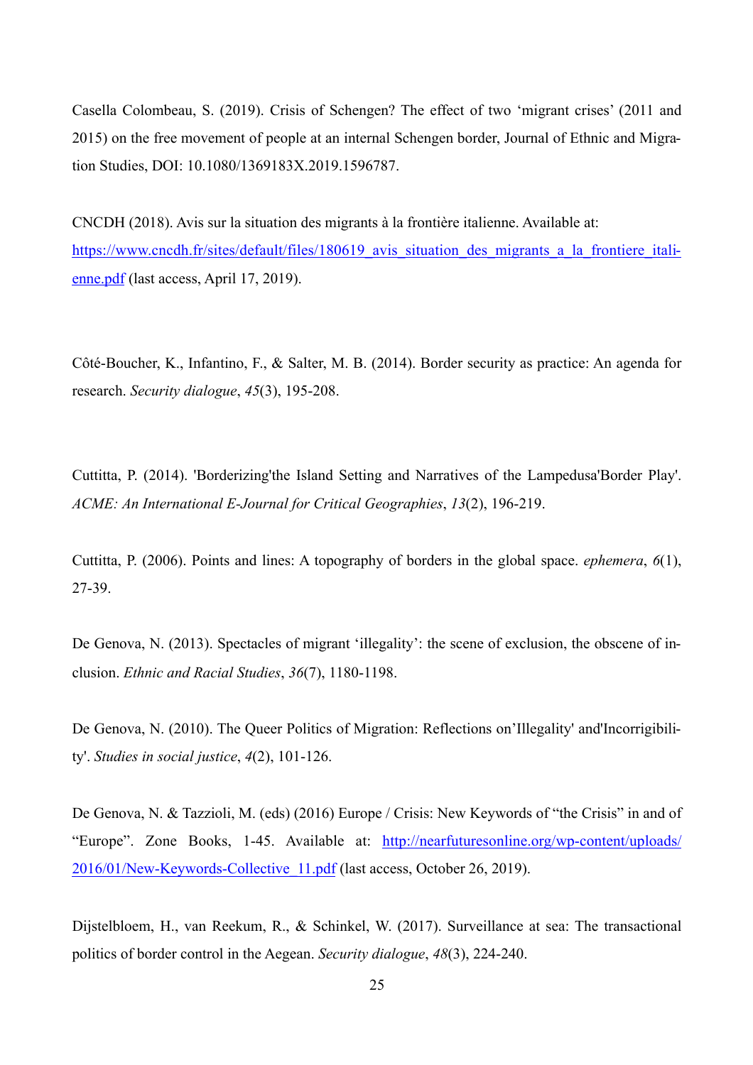Casella Colombeau, S. (2019). Crisis of Schengen? The effect of two ‘migrant crises’ (2011 and 2015) on the free movement of people at an internal Schengen border, Journal of Ethnic and Migration Studies, DOI: 10.1080/1369183X.2019.1596787.

CNCDH (2018). Avis sur la situation des migrants à la frontière italienne. Available at: [https://www.cncdh.fr/sites/default/files/180619_avis_situation_des_migrants_a_la_frontiere_italienne.pdf](https://www.cncdh.fr/sites/default/files/180619_avis_situation_des_migrants_a_la_frontiere_italienne.pdf) (last access, April 17, 2019).

Côté-Boucher, K., Infantino, F., & Salter, M. B. (2014). Border security as practice: An agenda for research. *Security dialogue*, *45*(3), 195-208.

Cuttitta, P. (2014). 'Borderizing'the Island Setting and Narratives of the Lampedusa'Border Play'. *ACME: An International E-Journal for Critical Geographies*, *13*(2), 196-219.

Cuttitta, P. (2006). Points and lines: A topography of borders in the global space. *ephemera*, *6*(1), 27-39.

De Genova, N. (2013). Spectacles of migrant ‘illegality’: the scene of exclusion, the obscene of inclusion. *Ethnic and Racial Studies*, *36*(7), 1180-1198.

De Genova, N. (2010). The Queer Politics of Migration: Reflections on’Illegality' and'Incorrigibility'. *Studies in social justice*, *4*(2), 101-126.

De Genova, N. & Tazzioli, M. (eds) (2016) Europe / Crisis: New Keywords of “the Crisis” in and of “Europe”. Zone Books, 1-45. Available at: [http://nearfuturesonline.org/wp-content/uploads/2016/01/New-Keywords-Collective_11.pdf](http://nearfuturesonline.org/wp-content/uploads/2016/01/New-Keywords-Collective_11.pdf) (last access, October 26, 2019).

Dijstelbloem, H., van Reekum, R., & Schinkel, W. (2017). Surveillance at sea: The transactional politics of border control in the Aegean. *Security dialogue*, *48*(3), 224-240.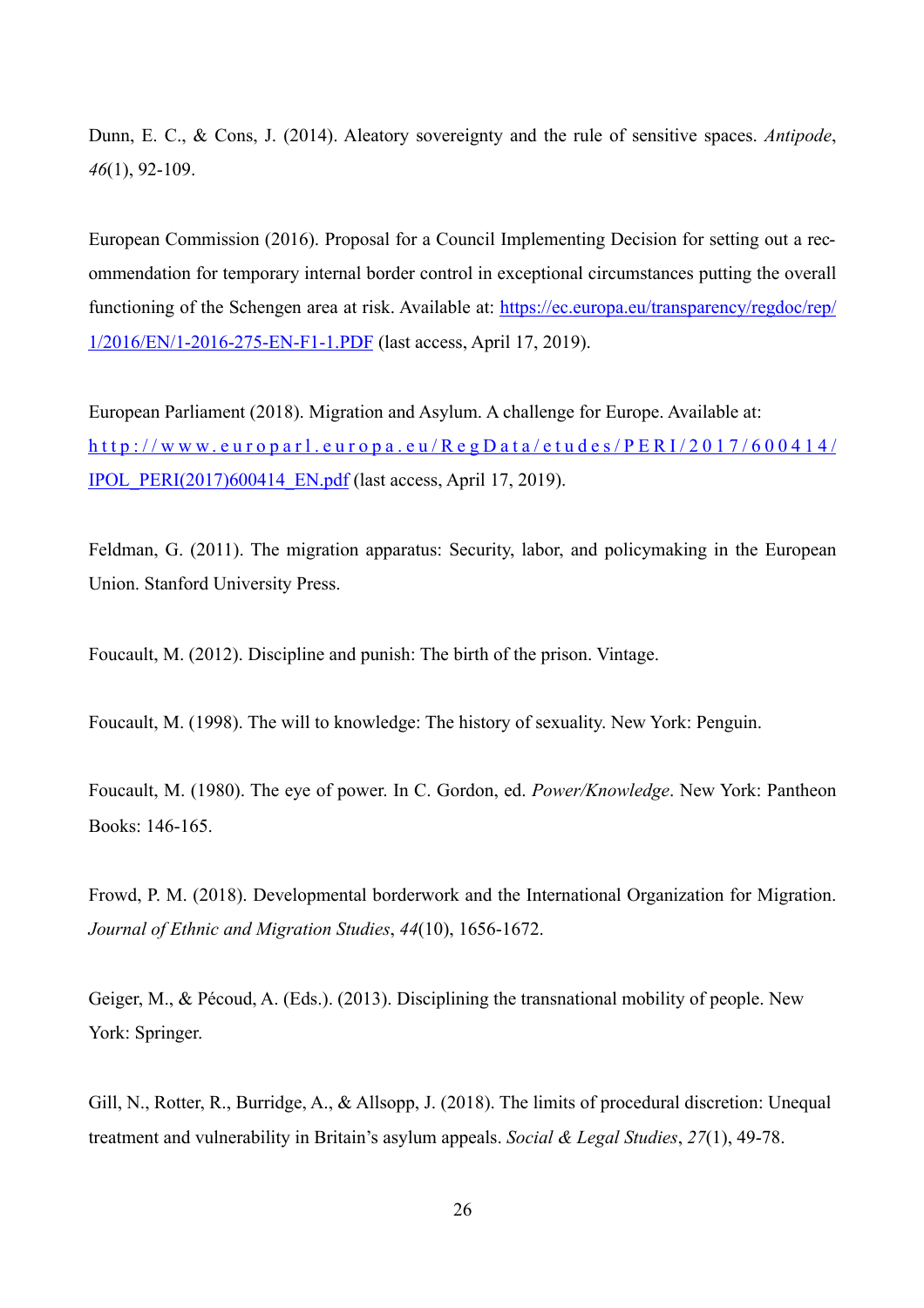Dunn, E. C., & Cons, J. (2014). Aleatory sovereignty and the rule of sensitive spaces. *Antipode*, *46*(1), 92-109.

European Commission (2016). Proposal for a Council Implementing Decision for setting out a recommendation for temporary internal border control in exceptional circumstances putting the overall functioning of the Schengen area at risk. Available at: [https://ec.europa.eu/transparency/regdoc/rep/1/2016/EN/1-2016-275-EN-F1-1.PDF](https://ec.europa.eu/transparency/regdoc/rep/1/2016/EN/1-2016-275-EN-F1-1.PDF) (last access, April 17, 2019).

European Parliament (2018). Migration and Asylum. A challenge for Europe. Available at: [http://www.europarl.europa.eu/RegData/etudes/PERI/2017/600414/IPOL_PERI(2017)600414_EN.pdf](http://www.europarl.europa.eu/RegData/etudes/PERI/2017/600414/IPOL_PERI(2017)600414_EN.pdf) (last access, April 17, 2019).

Feldman, G. (2011). The migration apparatus: Security, labor, and policymaking in the European Union. Stanford University Press.

Foucault, M. (2012). Discipline and punish: The birth of the prison. Vintage.

Foucault, M. (1998). The will to knowledge: The history of sexuality. New York: Penguin.

Foucault, M. (1980). The eye of power. In C. Gordon, ed. *Power/Knowledge*. New York: Pantheon Books: 146-165.

Frowd, P. M. (2018). Developmental borderwork and the International Organization for Migration. *Journal of Ethnic and Migration Studies*, *44*(10), 1656-1672.

Geiger, M., & Pécoud, A. (Eds.). (2013). Disciplining the transnational mobility of people. New York: Springer.

Gill, N., Rotter, R., Burridge, A., & Allsopp, J. (2018). The limits of procedural discretion: Unequal treatment and vulnerability in Britain's asylum appeals. *Social & Legal Studies*, *27*(1), 49-78.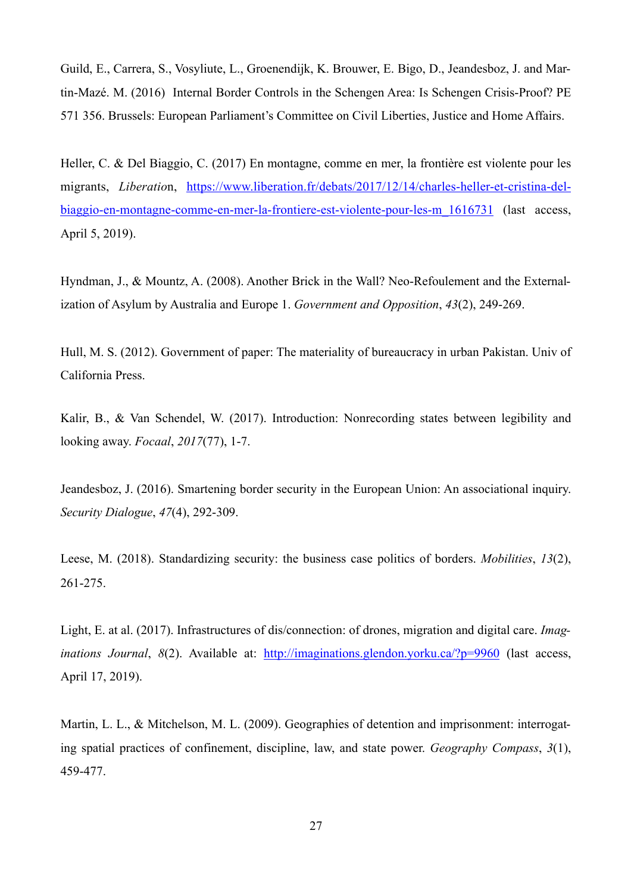Guild, E., Carrera, S., Vosyliute, L., Groenendijk, K. Brouwer, E. Bigo, D., Jeandesboz, J. and Martin-Mazé. M. (2016) Internal Border Controls in the Schengen Area: Is Schengen Crisis-Proof? PE 571 356. Brussels: European Parliament's Committee on Civil Liberties, Justice and Home Affairs.

Heller, C. & Del Biaggio, C. (2017) En montagne, comme en mer, la frontière est violente pour les migrants, *Liberation*, https://www.liberation.fr/debats/2017/12/14/charles-heller-et-cristina-del-biaggio-en-montagne-comme-en-mer-la-frontiere-est-violente-pour-les-m_1616731 (last access, April 5, 2019).

Hyndman, J., & Mountz, A. (2008). Another Brick in the Wall? Neo-Refoulement and the Externalization of Asylum by Australia and Europe 1. *Government and Opposition*, *43*(2), 249-269.

Hull, M. S. (2012). Government of paper: The materiality of bureaucracy in urban Pakistan. Univ of California Press.

Kalir, B., & Van Schendel, W. (2017). Introduction: Nonrecording states between legibility and looking away. *Focaal*, *2017*(77), 1-7.

Jeandesboz, J. (2016). Smartening border security in the European Union: An associational inquiry. *Security Dialogue*, *47*(4), 292-309.

Leese, M. (2018). Standardizing security: the business case politics of borders. *Mobilities*, *13*(2), 261-275.

Light, E. at al. (2017). Infrastructures of dis/connection: of drones, migration and digital care. *Imaginations Journal*, *8*(2). Available at: http://imaginations.glendon.yorku.ca/?p=9960 (last access, April 17, 2019).

Martin, L. L., & Mitchelson, M. L. (2009). Geographies of detention and imprisonment: interrogating spatial practices of confinement, discipline, law, and state power. *Geography Compass*, *3*(1), 459-477.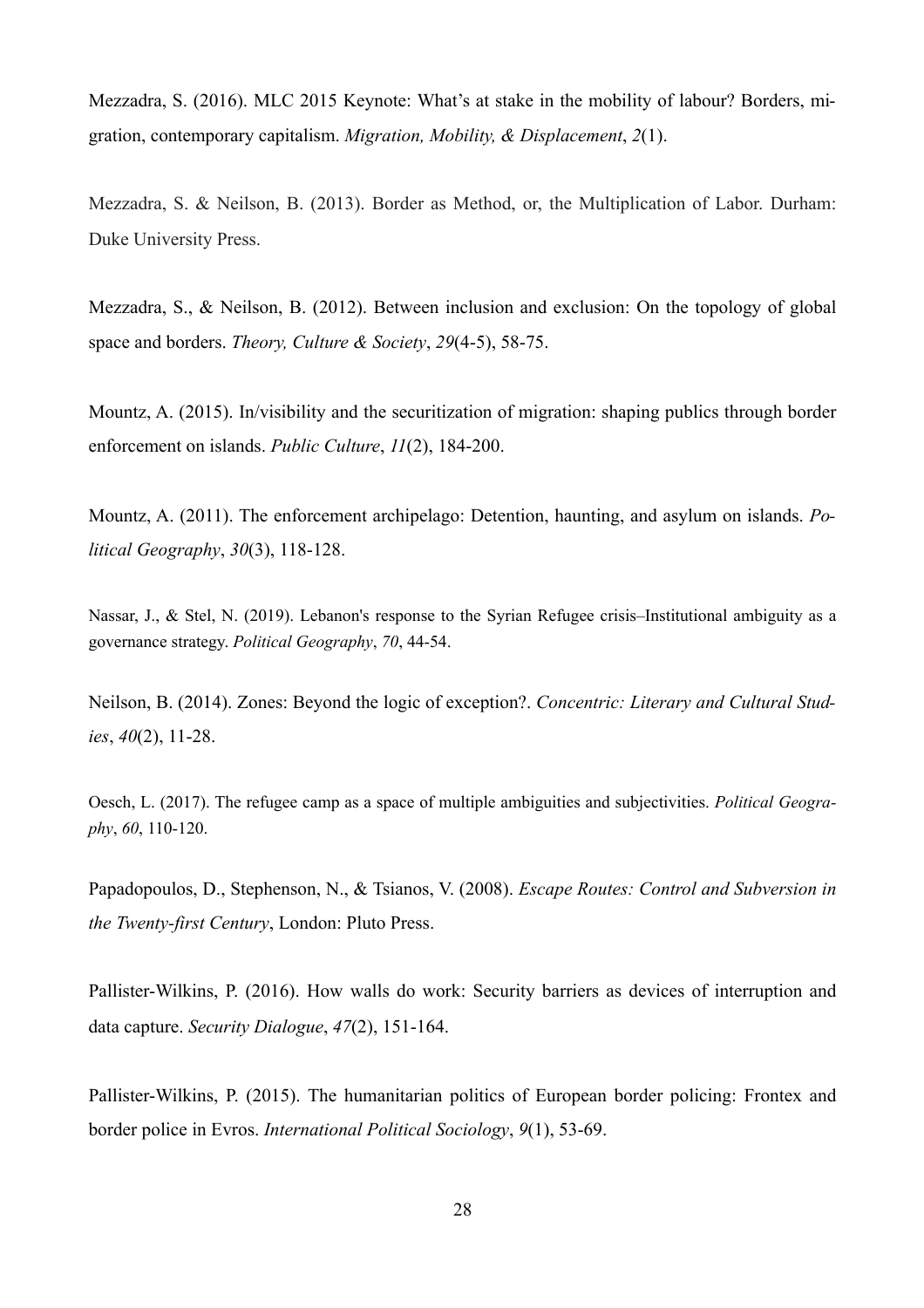Mezzadra, S. (2016). MLC 2015 Keynote: What's at stake in the mobility of labour? Borders, migration, contemporary capitalism. *Migration, Mobility, & Displacement*, *2*(1).

Mezzadra, S. & Neilson, B. (2013). Border as Method, or, the Multiplication of Labor. Durham: Duke University Press.

Mezzadra, S., & Neilson, B. (2012). Between inclusion and exclusion: On the topology of global space and borders. *Theory, Culture & Society*, *29*(4-5), 58-75.

Mountz, A. (2015). In/visibility and the securitization of migration: shaping publics through border enforcement on islands. *Public Culture*, *11*(2), 184-200.

Mountz, A. (2011). The enforcement archipelago: Detention, haunting, and asylum on islands. *Political Geography*, *30*(3), 118-128.

Nassar, J., & Stel, N. (2019). Lebanon's response to the Syrian Refugee crisis–Institutional ambiguity as a governance strategy. *Political Geography*, *70*, 44-54.

Neilson, B. (2014). Zones: Beyond the logic of exception?. *Concentric: Literary and Cultural Studies*, *40*(2), 11-28.

Oesch, L. (2017). The refugee camp as a space of multiple ambiguities and subjectivities. *Political Geography*, *60*, 110-120.

Papadopoulos, D., Stephenson, N., & Tsianos, V. (2008). *Escape Routes: Control and Subversion in the Twenty-first Century*, London: Pluto Press.

Pallister-Wilkins, P. (2016). How walls do work: Security barriers as devices of interruption and data capture. *Security Dialogue*, *47*(2), 151-164.

Pallister-Wilkins, P. (2015). The humanitarian politics of European border policing: Frontex and border police in Evros. *International Political Sociology*, *9*(1), 53-69.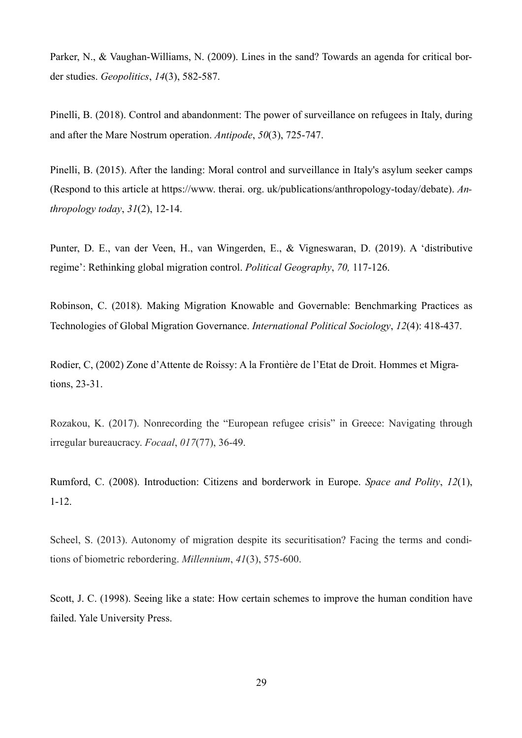Parker, N., & Vaughan-Williams, N. (2009). Lines in the sand? Towards an agenda for critical border studies. *Geopolitics*, *14*(3), 582-587.

Pinelli, B. (2018). Control and abandonment: The power of surveillance on refugees in Italy, during and after the Mare Nostrum operation. *Antipode*, *50*(3), 725-747.

Pinelli, B. (2015). After the landing: Moral control and surveillance in Italy's asylum seeker camps (Respond to this article at https://www. therai. org. uk/publications/anthropology-today/debate). *Anthropology today*, *31*(2), 12-14.

Punter, D. E., van der Veen, H., van Wingerden, E., & Vigneswaran, D. (2019). A 'distributive regime': Rethinking global migration control. *Political Geography*, *70,* 117-126.

Robinson, C. (2018). Making Migration Knowable and Governable: Benchmarking Practices as Technologies of Global Migration Governance. *International Political Sociology*, *12*(4): 418-437.

Rodier, C, (2002) Zone d'Attente de Roissy: A la Frontière de l'Etat de Droit. Hommes et Migrations, 23-31.

Rozakou, K. (2017). Nonrecording the "European refugee crisis" in Greece: Navigating through irregular bureaucracy. *Focaal*, *017*(77), 36-49.

Rumford, C. (2008). Introduction: Citizens and borderwork in Europe. *Space and Polity*, *12*(1), 1-12.

Scheel, S. (2013). Autonomy of migration despite its securitisation? Facing the terms and conditions of biometric rebordering. *Millennium*, *41*(3), 575-600.

Scott, J. C. (1998). Seeing like a state: How certain schemes to improve the human condition have failed. Yale University Press.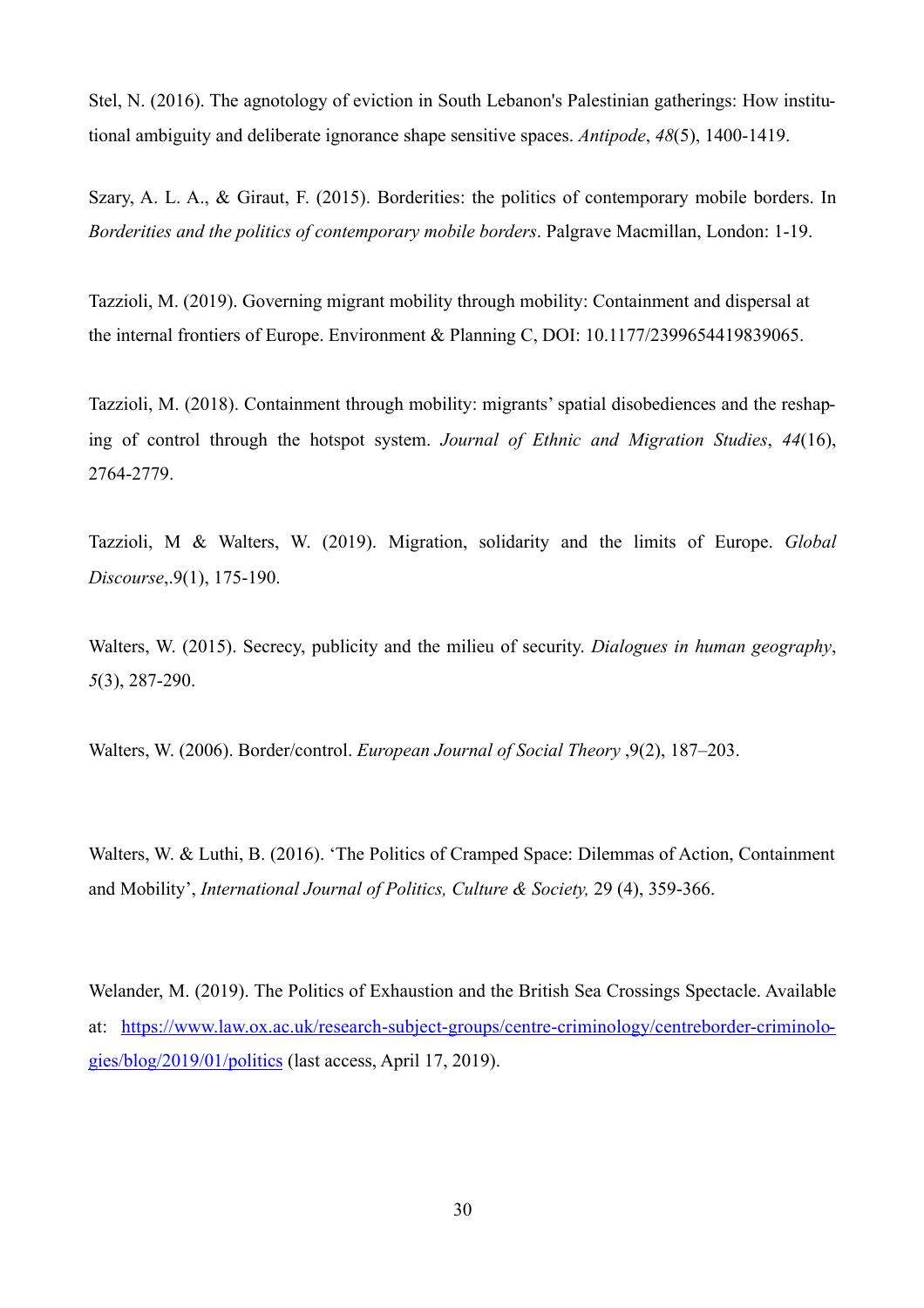Stel, N. (2016). The agnotology of eviction in South Lebanon's Palestinian gatherings: How institutional ambiguity and deliberate ignorance shape sensitive spaces. *Antipode*, *48*(5), 1400-1419.

Szary, A. L. A., & Giraut, F. (2015). Borderities: the politics of contemporary mobile borders. In *Borderities and the politics of contemporary mobile borders*. Palgrave Macmillan, London: 1-19.

Tazzioli, M. (2019). Governing migrant mobility through mobility: Containment and dispersal at the internal frontiers of Europe. Environment & Planning C, DOI: 10.1177/2399654419839065.

Tazzioli, M. (2018). Containment through mobility: migrants' spatial disobediences and the reshaping of control through the hotspot system. *Journal of Ethnic and Migration Studies*, *44*(16), 2764-2779.

Tazzioli, M & Walters, W. (2019). Migration, solidarity and the limits of Europe. *Global Discourse*,.9(1), 175-190.

Walters, W. (2015). Secrecy, publicity and the milieu of security. *Dialogues in human geography*, *5*(3), 287-290.

Walters, W. (2006). Border/control. *European Journal of Social Theory* ,9(2), 187–203.

Walters, W. & Luthi, B. (2016). 'The Politics of Cramped Space: Dilemmas of Action, Containment and Mobility', *International Journal of Politics, Culture & Society,* 29 (4), 359-366.

Welander, M. (2019). The Politics of Exhaustion and the British Sea Crossings Spectacle. Available at: https://www.law.ox.ac.uk/research-subject-groups/centre-criminology/centreborder-criminologies/blog/2019/01/politics (last access, April 17, 2019).